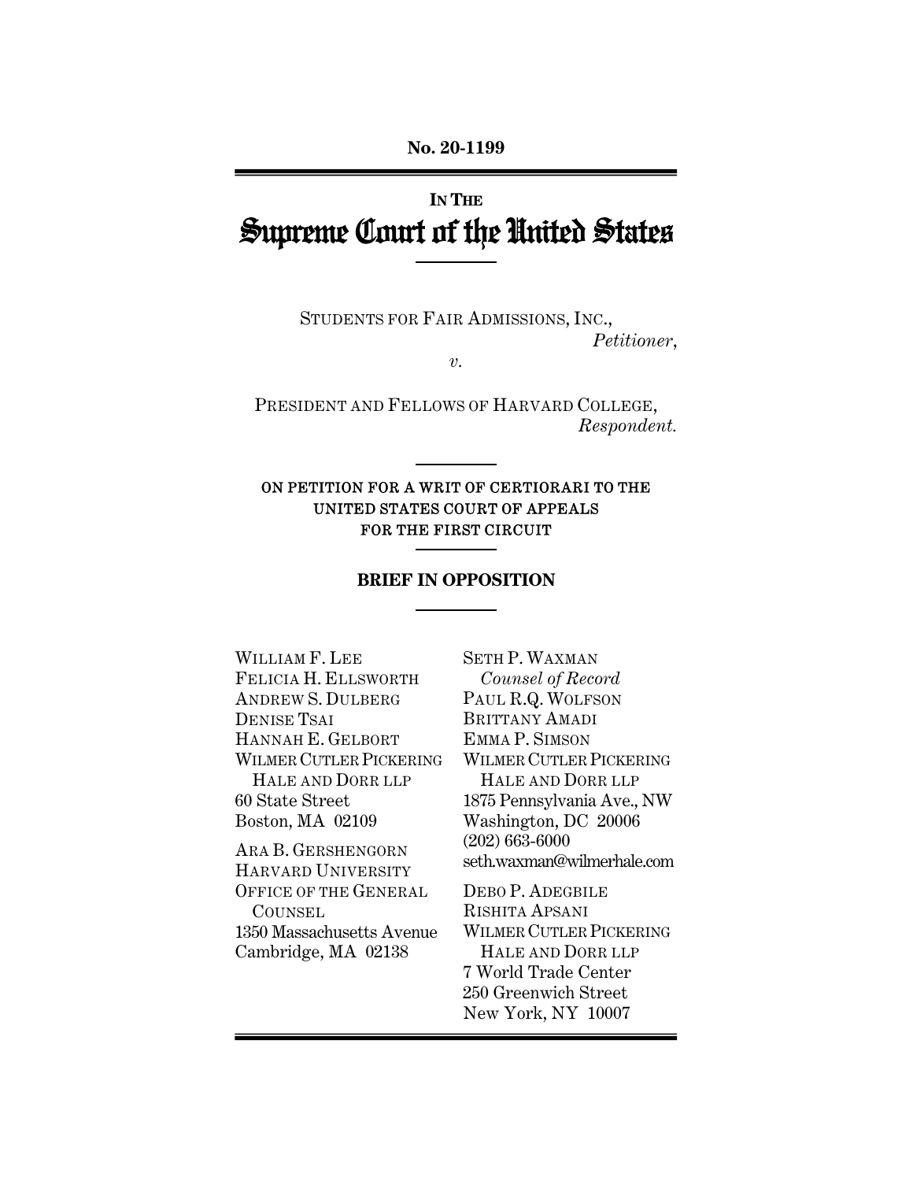**No. 20-1199**

IN THE

# Supreme Court of the United States

STUDENTS FOR FAIR ADMISSIONS, INC.,
*Petitioner*,

*v.*

PRESIDENT AND FELLOWS OF HARVARD COLLEGE,
*Respondent.*

ON PETITION FOR A WRIT OF CERTIORARI TO THE UNITED STATES COURT OF APPEALS FOR THE FIRST CIRCUIT

## BRIEF IN OPPOSITION

WILLIAM F. LEE
FELICIA H. ELLSWORTH
ANDREW S. DULBERG
DENISE TSAI
HANNAH E. GELBORT
WILMER CUTLER PICKERING
HALE AND DORR LLP
60 State Street
Boston, MA 02109

ARA B. GERSHENGORN
HARVARD UNIVERSITY
OFFICE OF THE GENERAL
COUNSEL
1350 Massachusetts Avenue
Cambridge, MA 02138

SETH P. WAXMAN
*Counsel of Record*
PAUL R.Q. WOLFSON
BRITTANY AMADI
EMMA P. SIMSON
WILMER CUTLER PICKERING
HALE AND DORR LLP
1875 Pennsylvania Ave., NW
Washington, DC 20006
(202) 663-6000
seth.waxman@wilmerhale.com

DEBO P. ADEGBILE
RISHITA APSANI
WILMER CUTLER PICKERING
HALE AND DORR LLP
7 World Trade Center
250 Greenwich Street
New York, NY 10007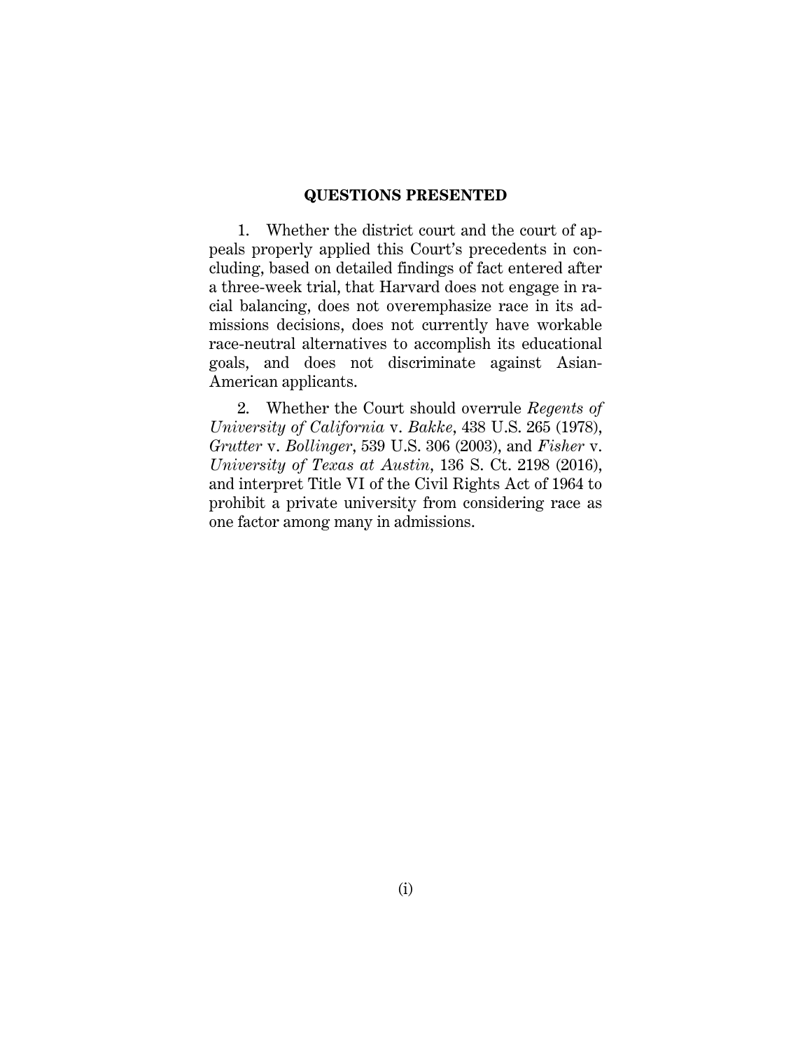## QUESTIONS PRESENTED

1. Whether the district court and the court of appeals properly applied this Court's precedents in concluding, based on detailed findings of fact entered after a three-week trial, that Harvard does not engage in racial balancing, does not overemphasize race in its admissions decisions, does not currently have workable race-neutral alternatives to accomplish its educational goals, and does not discriminate against Asian-American applicants.

2. Whether the Court should overrule *Regents of University of California* v. *Bakke*, 438 U.S. 265 (1978), *Grutter* v. *Bollinger*, 539 U.S. 306 (2003), and *Fisher* v. *University of Texas at Austin*, 136 S. Ct. 2198 (2016), and interpret Title VI of the Civil Rights Act of 1964 to prohibit a private university from considering race as one factor among many in admissions.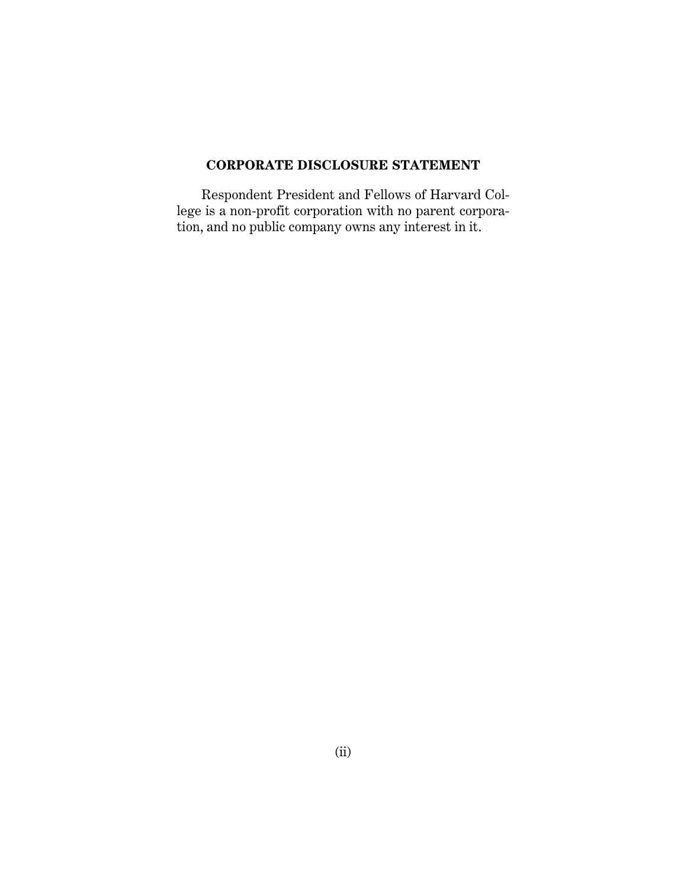## CORPORATE DISCLOSURE STATEMENT

Respondent President and Fellows of Harvard College is a non-profit corporation with no parent corporation, and no public company owns any interest in it.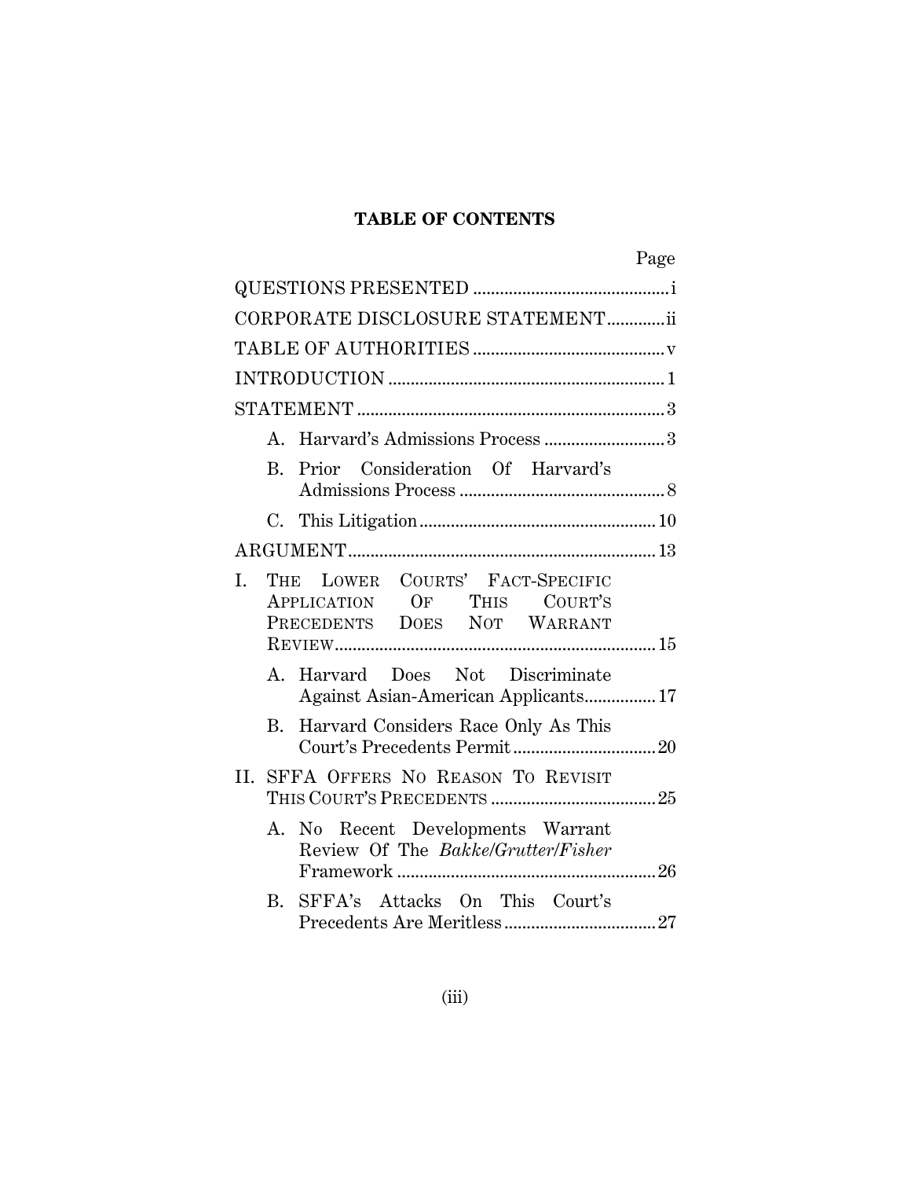## TABLE OF CONTENTS

| | Page |
|---|---|
| QUESTIONS PRESENTED | i |
| CORPORATE DISCLOSURE STATEMENT | ii |
| TABLE OF AUTHORITIES | v |
| INTRODUCTION | 1 |
| STATEMENT | 3 |
| A. Harvard's Admissions Process | 3 |
| B. Prior Consideration Of Harvard's Admissions Process | 8 |
| C. This Litigation | 10 |
| ARGUMENT | 13 |
| I. THE LOWER COURTS' FACT-SPECIFIC APPLICATION OF THIS COURT'S PRECEDENTS DOES NOT WARRANT REVIEW | 15 |
| A. Harvard Does Not Discriminate Against Asian-American Applicants | 17 |
| B. Harvard Considers Race Only As This Court's Precedents Permit | 20 |
| II. SFFA OFFERS NO REASON TO REVISIT THIS COURT'S PRECEDENTS | 25 |
| A. No Recent Developments Warrant Review Of The *Bakke/Grutter/Fisher* Framework | 26 |
| B. SFFA's Attacks On This Court's Precedents Are Meritless | 27 |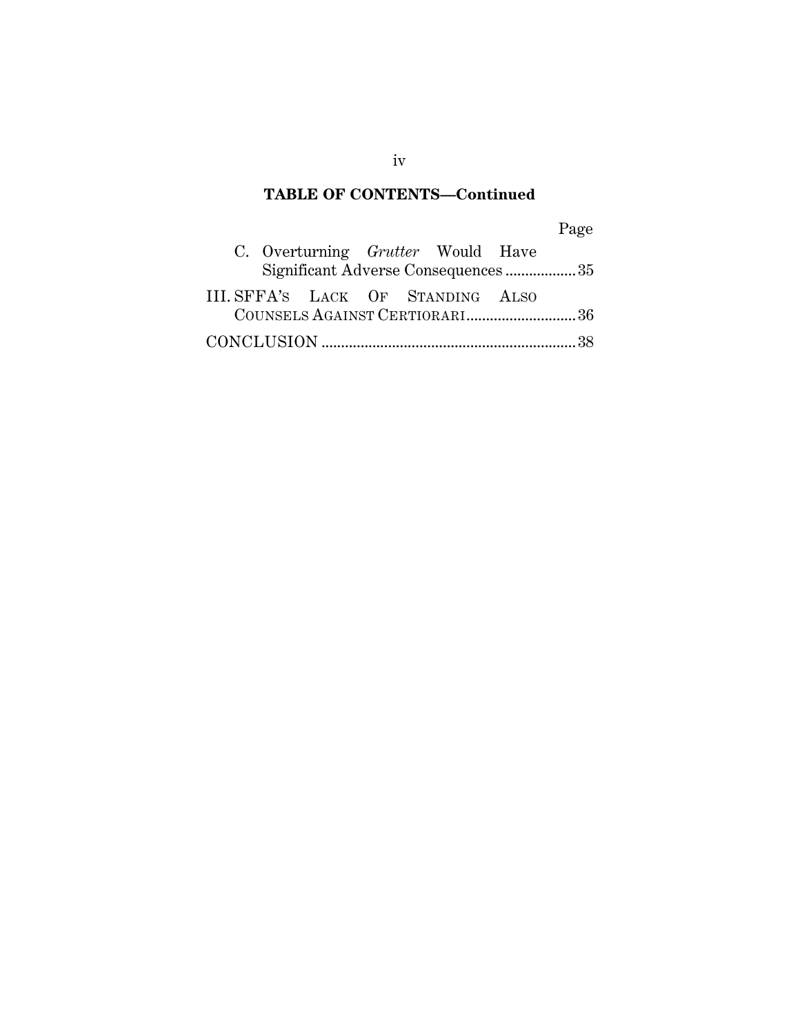**TABLE OF CONTENTS—Continued**

| | Page |
|---|---|
| C. Overturning *Grutter* Would Have Significant Adverse Consequences | 35 |
| III. SFFA'S LACK OF STANDING ALSO COUNSELS AGAINST CERTIORARI | 36 |
| CONCLUSION | 38 |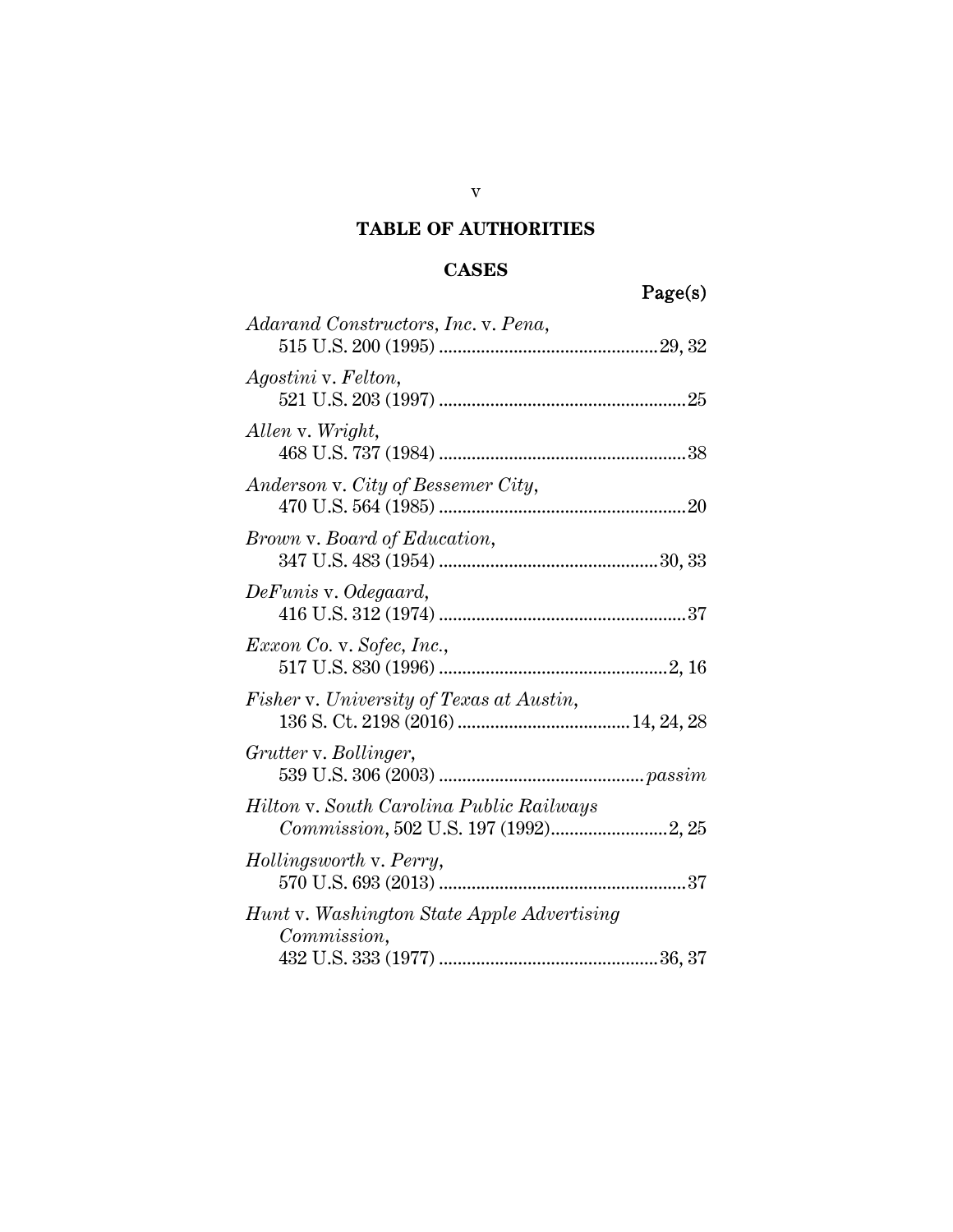# TABLE OF AUTHORITIES

## CASES

Page(s)

*Adarand Constructors, Inc.* v. *Pena*,
515 U.S. 200 (1995) .............................................. 29, 32

*Agostini* v. *Felton*,
521 U.S. 203 (1997) .................................................... 25

*Allen* v. *Wright*,
468 U.S. 737 (1984) .................................................... 38

*Anderson* v. *City of Bessemer City*,
470 U.S. 564 (1985) .................................................... 20

*Brown* v. *Board of Education*,
347 U.S. 483 (1954) .............................................. 30, 33

*DeFunis* v. *Odegaard*,
416 U.S. 312 (1974) .................................................... 37

*Exxon Co.* v. *Sofec, Inc.*,
517 U.S. 830 (1996) ................................................ 2, 16

*Fisher* v. *University of Texas at Austin*,
136 S. Ct. 2198 (2016) .................................... 14, 24, 28

*Grutter* v. *Bollinger*,
539 U.S. 306 (2003) ............................................ *passim*

*Hilton* v. *South Carolina Public Railways Commission*, 502 U.S. 197 (1992)......................... 2, 25

*Hollingsworth* v. *Perry*,
570 U.S. 693 (2013) .................................................... 37

*Hunt* v. *Washington State Apple Advertising Commission*,
432 U.S. 333 (1977) .............................................. 36, 37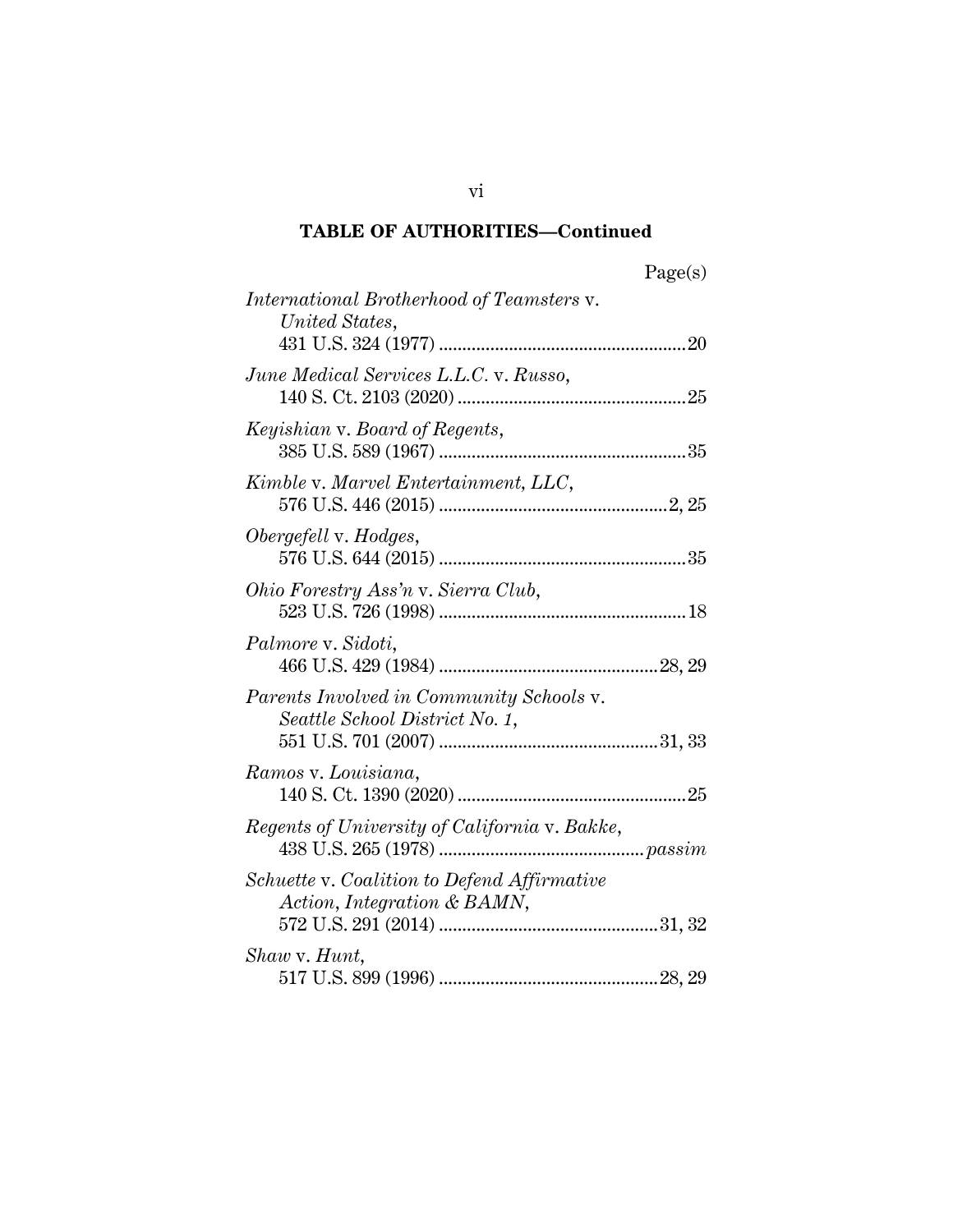## TABLE OF AUTHORITIES—Continued

| | Page(s) |
|---|---|
| *International Brotherhood of Teamsters* v. *United States*, 431 U.S. 324 (1977) | 20 |
| *June Medical Services L.L.C.* v. *Russo*, 140 S. Ct. 2103 (2020) | 25 |
| *Keyishian* v. *Board of Regents*, 385 U.S. 589 (1967) | 35 |
| *Kimble* v. *Marvel Entertainment, LLC*, 576 U.S. 446 (2015) | 2, 25 |
| *Obergefell* v. *Hodges*, 576 U.S. 644 (2015) | 35 |
| *Ohio Forestry Ass'n* v. *Sierra Club*, 523 U.S. 726 (1998) | 18 |
| *Palmore* v. *Sidoti*, 466 U.S. 429 (1984) | 28, 29 |
| *Parents Involved in Community Schools* v. *Seattle School District No. 1*, 551 U.S. 701 (2007) | 31, 33 |
| *Ramos* v. *Louisiana*, 140 S. Ct. 1390 (2020) | 25 |
| *Regents of University of California* v. *Bakke*, 438 U.S. 265 (1978) | *passim* |
| *Schuette* v. *Coalition to Defend Affirmative Action, Integration & BAMN*, 572 U.S. 291 (2014) | 31, 32 |
| *Shaw* v. *Hunt*, 517 U.S. 899 (1996) | 28, 29 |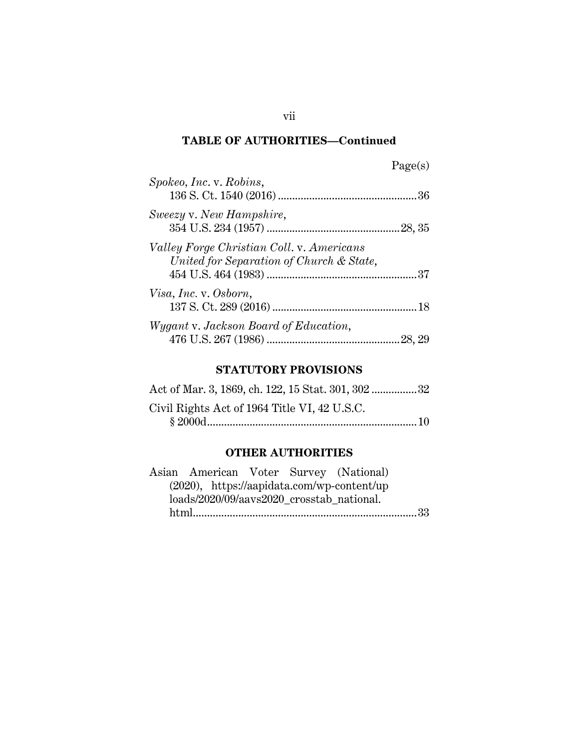**TABLE OF AUTHORITIES—Continued**

Page(s)

*Spokeo, Inc.* v. *Robins*,
136 S. Ct. 1540 (2016) ................................................ 36

*Sweezy* v. *New Hampshire*,
354 U.S. 234 (1957) .............................................. 28, 35

*Valley Forge Christian Coll.* v. *Americans United for Separation of Church & State*,
454 U.S. 464 (1983) .................................................... 37

*Visa, Inc.* v. *Osborn*,
137 S. Ct. 289 (2016) .................................................. 18

*Wygant* v. *Jackson Board of Education*,
476 U.S. 267 (1986) .............................................. 28, 29

**STATUTORY PROVISIONS**

Act of Mar. 3, 1869, ch. 122, 15 Stat. 301, 302 ................ 32

Civil Rights Act of 1964 Title VI, 42 U.S.C. § 2000d ......................................................................... 10

**OTHER AUTHORITIES**

Asian American Voter Survey (National) (2020), https://aapidata.com/wp-content/uploads/2020/09/aavs2020_crosstab_national.html .............................................................................. 33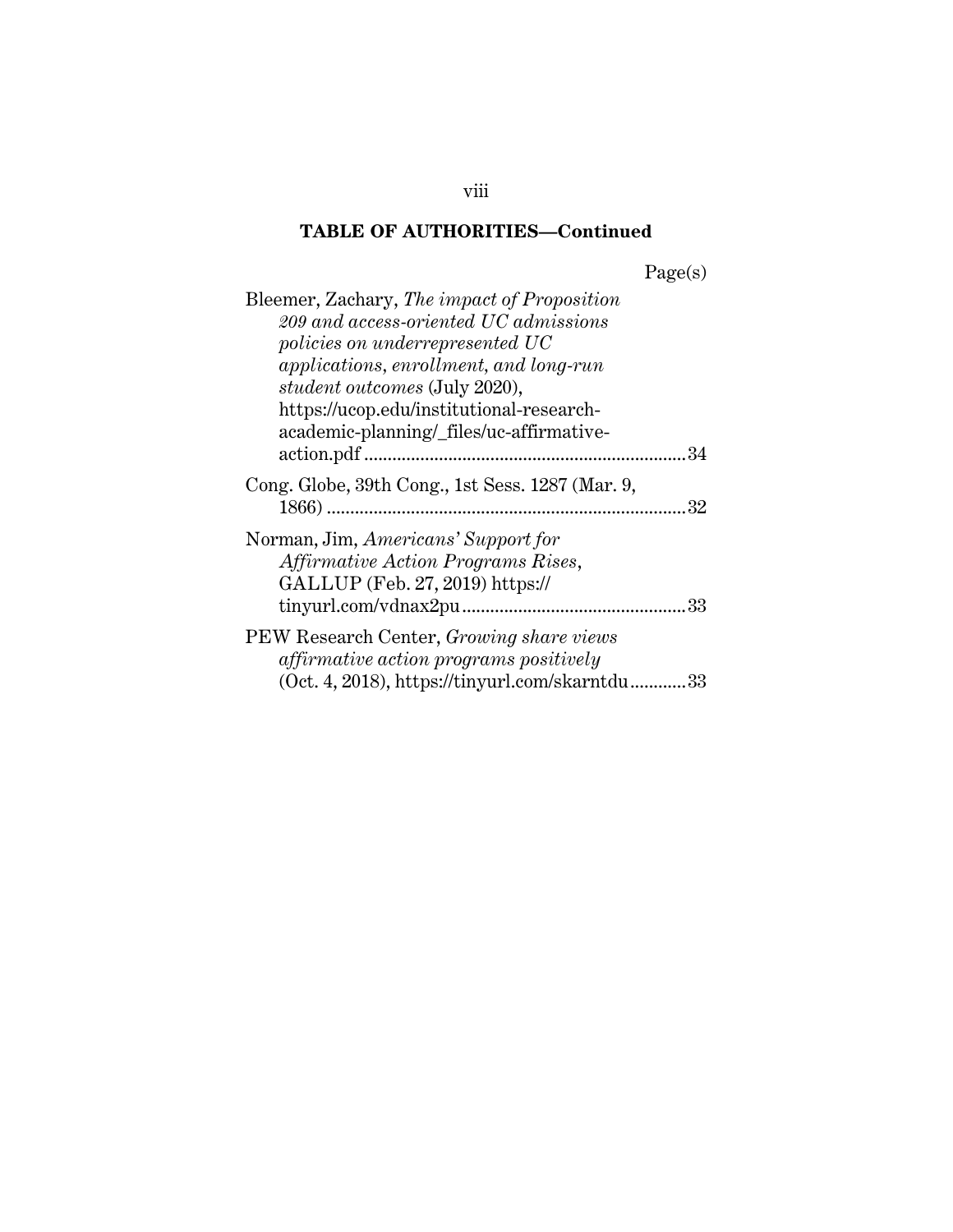## TABLE OF AUTHORITIES—Continued

Page(s)

Bleemer, Zachary, *The impact of Proposition 209 and access-oriented UC admissions policies on underrepresented UC applications, enrollment, and long-run student outcomes* (July 2020), https://ucop.edu/institutional-research-academic-planning/_files/uc-affirmative-action.pdf .......................................................................34

Cong. Globe, 39th Cong., 1st Sess. 1287 (Mar. 9, 1866) ...............................................................................32

Norman, Jim, *Americans' Support for Affirmative Action Programs Rises*, GALLUP (Feb. 27, 2019) https://tinyurl.com/vdnax2pu.................................................33

PEW Research Center, *Growing share views affirmative action programs positively* (Oct. 4, 2018), https://tinyurl.com/skarntdu............33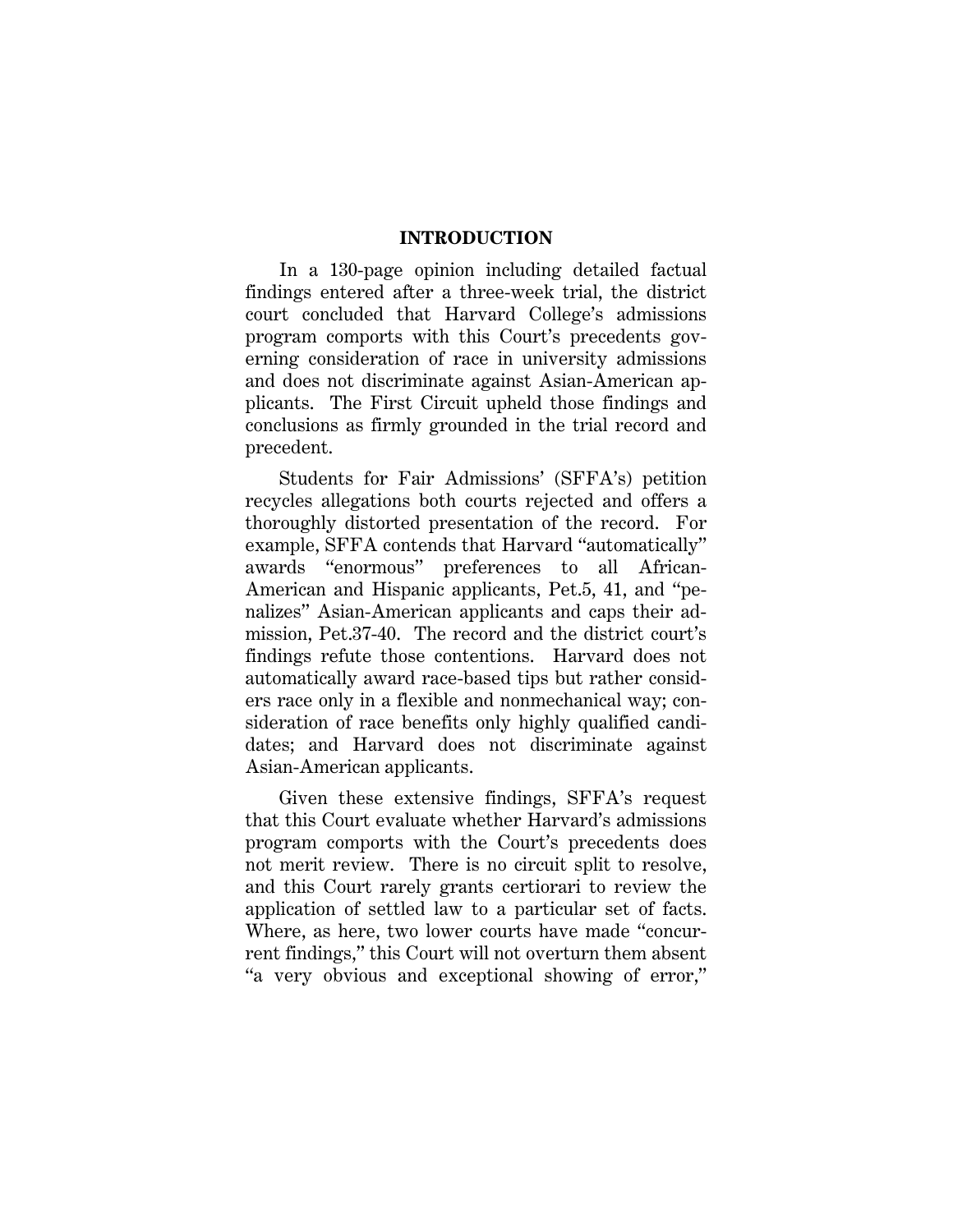## INTRODUCTION

In a 130-page opinion including detailed factual findings entered after a three-week trial, the district court concluded that Harvard College's admissions program comports with this Court's precedents governing consideration of race in university admissions and does not discriminate against Asian-American applicants. The First Circuit upheld those findings and conclusions as firmly grounded in the trial record and precedent.

Students for Fair Admissions' (SFFA's) petition recycles allegations both courts rejected and offers a thoroughly distorted presentation of the record. For example, SFFA contends that Harvard "automatically" awards "enormous" preferences to all African-American and Hispanic applicants, Pet.5, 41, and "penalizes" Asian-American applicants and caps their admission, Pet.37-40. The record and the district court's findings refute those contentions. Harvard does not automatically award race-based tips but rather considers race only in a flexible and nonmechanical way; consideration of race benefits only highly qualified candidates; and Harvard does not discriminate against Asian-American applicants.

Given these extensive findings, SFFA's request that this Court evaluate whether Harvard's admissions program comports with the Court's precedents does not merit review. There is no circuit split to resolve, and this Court rarely grants certiorari to review the application of settled law to a particular set of facts. Where, as here, two lower courts have made "concurrent findings," this Court will not overturn them absent "a very obvious and exceptional showing of error,"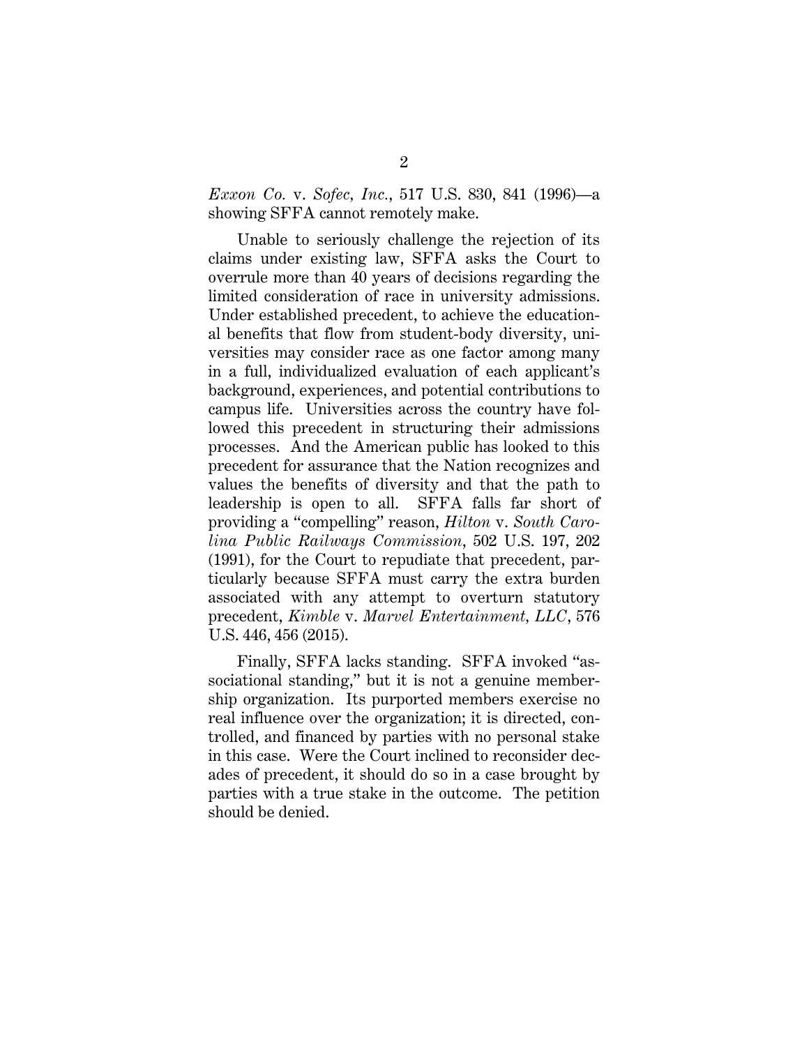*Exxon Co.* v. *Sofec, Inc.*, 517 U.S. 830, 841 (1996)—a showing SFFA cannot remotely make.

Unable to seriously challenge the rejection of its claims under existing law, SFFA asks the Court to overrule more than 40 years of decisions regarding the limited consideration of race in university admissions. Under established precedent, to achieve the educational benefits that flow from student-body diversity, universities may consider race as one factor among many in a full, individualized evaluation of each applicant's background, experiences, and potential contributions to campus life. Universities across the country have followed this precedent in structuring their admissions processes. And the American public has looked to this precedent for assurance that the Nation recognizes and values the benefits of diversity and that the path to leadership is open to all. SFFA falls far short of providing a "compelling" reason, *Hilton* v. *South Carolina Public Railways Commission*, 502 U.S. 197, 202 (1991), for the Court to repudiate that precedent, particularly because SFFA must carry the extra burden associated with any attempt to overturn statutory precedent, *Kimble* v. *Marvel Entertainment, LLC*, 576 U.S. 446, 456 (2015).

Finally, SFFA lacks standing. SFFA invoked "associational standing," but it is not a genuine membership organization. Its purported members exercise no real influence over the organization; it is directed, controlled, and financed by parties with no personal stake in this case. Were the Court inclined to reconsider decades of precedent, it should do so in a case brought by parties with a true stake in the outcome. The petition should be denied.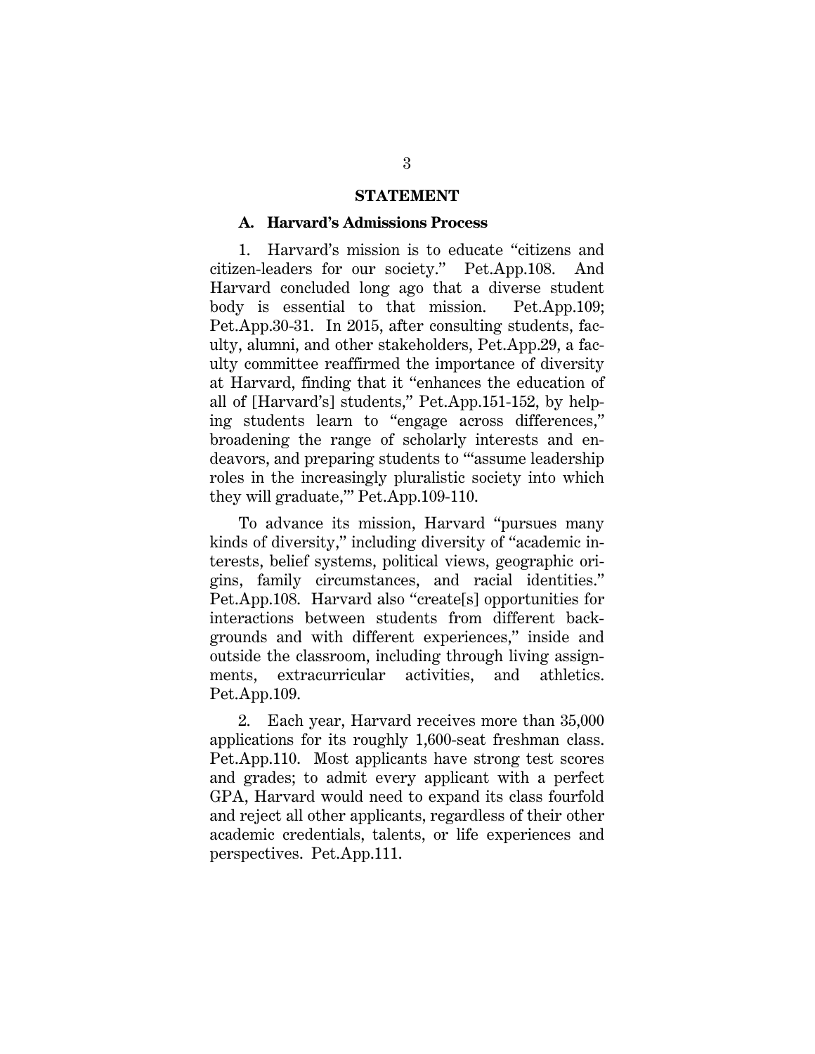## STATEMENT

### A. Harvard's Admissions Process

1. Harvard's mission is to educate "citizens and citizen-leaders for our society." Pet.App.108. And Harvard concluded long ago that a diverse student body is essential to that mission. Pet.App.109; Pet.App.30-31. In 2015, after consulting students, faculty, alumni, and other stakeholders, Pet.App.29, a faculty committee reaffirmed the importance of diversity at Harvard, finding that it "enhances the education of all of [Harvard's] students," Pet.App.151-152, by helping students learn to "engage across differences," broadening the range of scholarly interests and endeavors, and preparing students to "'assume leadership roles in the increasingly pluralistic society into which they will graduate,'" Pet.App.109-110.

To advance its mission, Harvard "pursues many kinds of diversity," including diversity of "academic interests, belief systems, political views, geographic origins, family circumstances, and racial identities." Pet.App.108. Harvard also "create[s] opportunities for interactions between students from different backgrounds and with different experiences," inside and outside the classroom, including through living assignments, extracurricular activities, and athletics. Pet.App.109.

2. Each year, Harvard receives more than 35,000 applications for its roughly 1,600-seat freshman class. Pet.App.110. Most applicants have strong test scores and grades; to admit every applicant with a perfect GPA, Harvard would need to expand its class fourfold and reject all other applicants, regardless of their other academic credentials, talents, or life experiences and perspectives. Pet.App.111.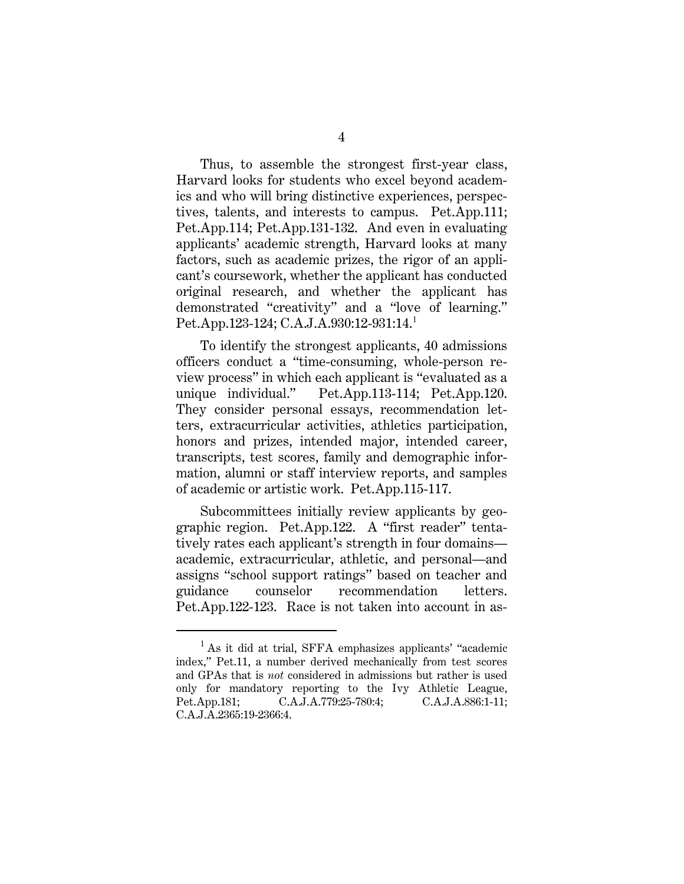Thus, to assemble the strongest first-year class, Harvard looks for students who excel beyond academics and who will bring distinctive experiences, perspectives, talents, and interests to campus. Pet.App.111; Pet.App.114; Pet.App.131-132. And even in evaluating applicants' academic strength, Harvard looks at many factors, such as academic prizes, the rigor of an applicant's coursework, whether the applicant has conducted original research, and whether the applicant has demonstrated "creativity" and a "love of learning." Pet.App.123-124; C.A.J.A.930:12-931:14.[1]

To identify the strongest applicants, 40 admissions officers conduct a "time-consuming, whole-person review process" in which each applicant is "evaluated as a unique individual." Pet.App.113-114; Pet.App.120. They consider personal essays, recommendation letters, extracurricular activities, athletics participation, honors and prizes, intended major, intended career, transcripts, test scores, family and demographic information, alumni or staff interview reports, and samples of academic or artistic work. Pet.App.115-117.

Subcommittees initially review applicants by geographic region. Pet.App.122. A "first reader" tentatively rates each applicant's strength in four domains—academic, extracurricular, athletic, and personal—and assigns "school support ratings" based on teacher and guidance counselor recommendation letters. Pet.App.122-123. Race is not taken into account in as-

---

[1] As it did at trial, SFFA emphasizes applicants' "academic index," Pet.11, a number derived mechanically from test scores and GPAs that is *not* considered in admissions but rather is used only for mandatory reporting to the Ivy Athletic League, Pet.App.181; C.A.J.A.779:25-780:4; C.A.J.A.886:1-11; C.A.J.A.2365:19-2366:4.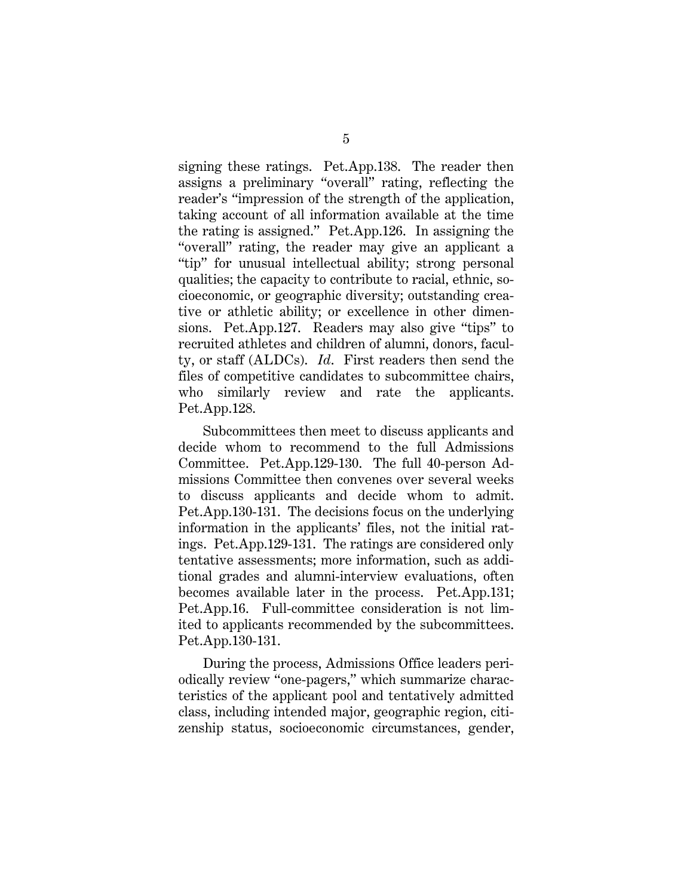signing these ratings. Pet.App.138. The reader then assigns a preliminary "overall" rating, reflecting the reader's "impression of the strength of the application, taking account of all information available at the time the rating is assigned." Pet.App.126. In assigning the "overall" rating, the reader may give an applicant a "tip" for unusual intellectual ability; strong personal qualities; the capacity to contribute to racial, ethnic, socioeconomic, or geographic diversity; outstanding creative or athletic ability; or excellence in other dimensions. Pet.App.127. Readers may also give "tips" to recruited athletes and children of alumni, donors, faculty, or staff (ALDCs). *Id.* First readers then send the files of competitive candidates to subcommittee chairs, who similarly review and rate the applicants. Pet.App.128.

Subcommittees then meet to discuss applicants and decide whom to recommend to the full Admissions Committee. Pet.App.129-130. The full 40-person Admissions Committee then convenes over several weeks to discuss applicants and decide whom to admit. Pet.App.130-131. The decisions focus on the underlying information in the applicants' files, not the initial ratings. Pet.App.129-131. The ratings are considered only tentative assessments; more information, such as additional grades and alumni-interview evaluations, often becomes available later in the process. Pet.App.131; Pet.App.16. Full-committee consideration is not limited to applicants recommended by the subcommittees. Pet.App.130-131.

During the process, Admissions Office leaders periodically review "one-pagers," which summarize characteristics of the applicant pool and tentatively admitted class, including intended major, geographic region, citizenship status, socioeconomic circumstances, gender,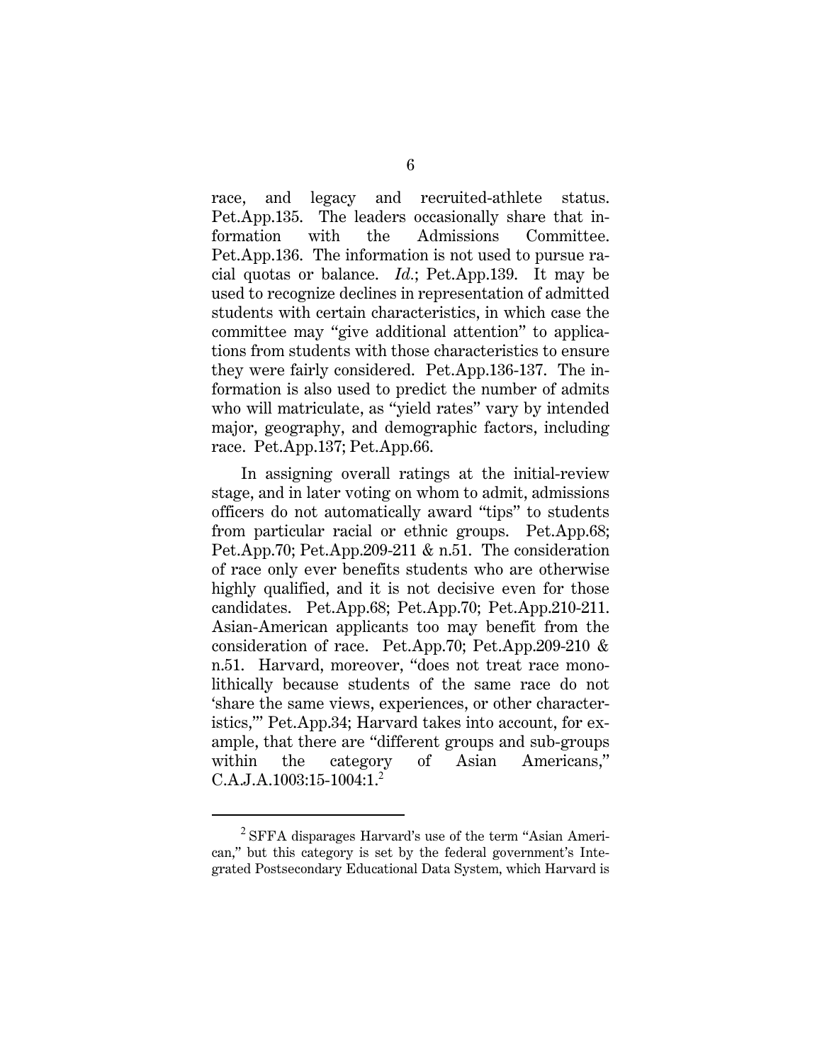race, and legacy and recruited-athlete status. Pet.App.135. The leaders occasionally share that information with the Admissions Committee. Pet.App.136. The information is not used to pursue racial quotas or balance. *Id.*; Pet.App.139. It may be used to recognize declines in representation of admitted students with certain characteristics, in which case the committee may "give additional attention" to applications from students with those characteristics to ensure they were fairly considered. Pet.App.136-137. The information is also used to predict the number of admits who will matriculate, as "yield rates" vary by intended major, geography, and demographic factors, including race. Pet.App.137; Pet.App.66.

In assigning overall ratings at the initial-review stage, and in later voting on whom to admit, admissions officers do not automatically award "tips" to students from particular racial or ethnic groups. Pet.App.68; Pet.App.70; Pet.App.209-211 & n.51. The consideration of race only ever benefits students who are otherwise highly qualified, and it is not decisive even for those candidates. Pet.App.68; Pet.App.70; Pet.App.210-211. Asian-American applicants too may benefit from the consideration of race. Pet.App.70; Pet.App.209-210 & n.51. Harvard, moreover, "does not treat race monolithically because students of the same race do not 'share the same views, experiences, or other characteristics,'" Pet.App.34; Harvard takes into account, for example, that there are "different groups and sub-groups within the category of Asian Americans," C.A.J.A.1003:15-1004:1.[2]

---

[2] SFFA disparages Harvard's use of the term "Asian American," but this category is set by the federal government's Integrated Postsecondary Educational Data System, which Harvard is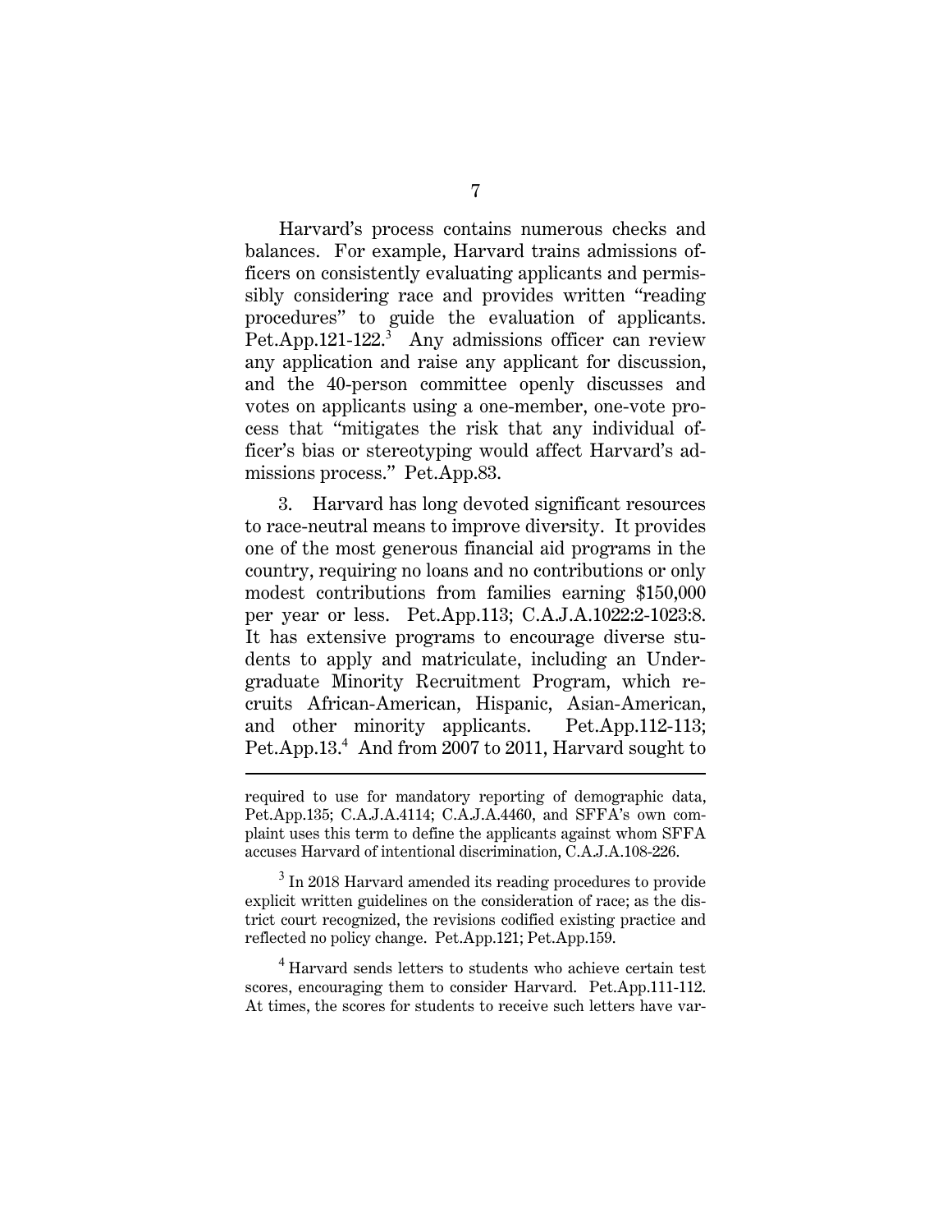Harvard's process contains numerous checks and balances. For example, Harvard trains admissions officers on consistently evaluating applicants and permissibly considering race and provides written "reading procedures" to guide the evaluation of applicants. Pet.App.121-122.[3] Any admissions officer can review any application and raise any applicant for discussion, and the 40-person committee openly discusses and votes on applicants using a one-member, one-vote process that "mitigates the risk that any individual officer's bias or stereotyping would affect Harvard's admissions process." Pet.App.83.

3. Harvard has long devoted significant resources to race-neutral means to improve diversity. It provides one of the most generous financial aid programs in the country, requiring no loans and no contributions or only modest contributions from families earning $150,000 per year or less. Pet.App.113; C.A.J.A.1022:2-1023:8. It has extensive programs to encourage diverse students to apply and matriculate, including an Undergraduate Minority Recruitment Program, which recruits African-American, Hispanic, Asian-American, and other minority applicants. Pet.App.112-113; Pet.App.13.[4] And from 2007 to 2011, Harvard sought to

---

required to use for mandatory reporting of demographic data, Pet.App.135; C.A.J.A.4114; C.A.J.A.4460, and SFFA's own complaint uses this term to define the applicants against whom SFFA accuses Harvard of intentional discrimination, C.A.J.A.108-226.

[3] In 2018 Harvard amended its reading procedures to provide explicit written guidelines on the consideration of race; as the district court recognized, the revisions codified existing practice and reflected no policy change. Pet.App.121; Pet.App.159.

[4] Harvard sends letters to students who achieve certain test scores, encouraging them to consider Harvard. Pet.App.111-112. At times, the scores for students to receive such letters have var-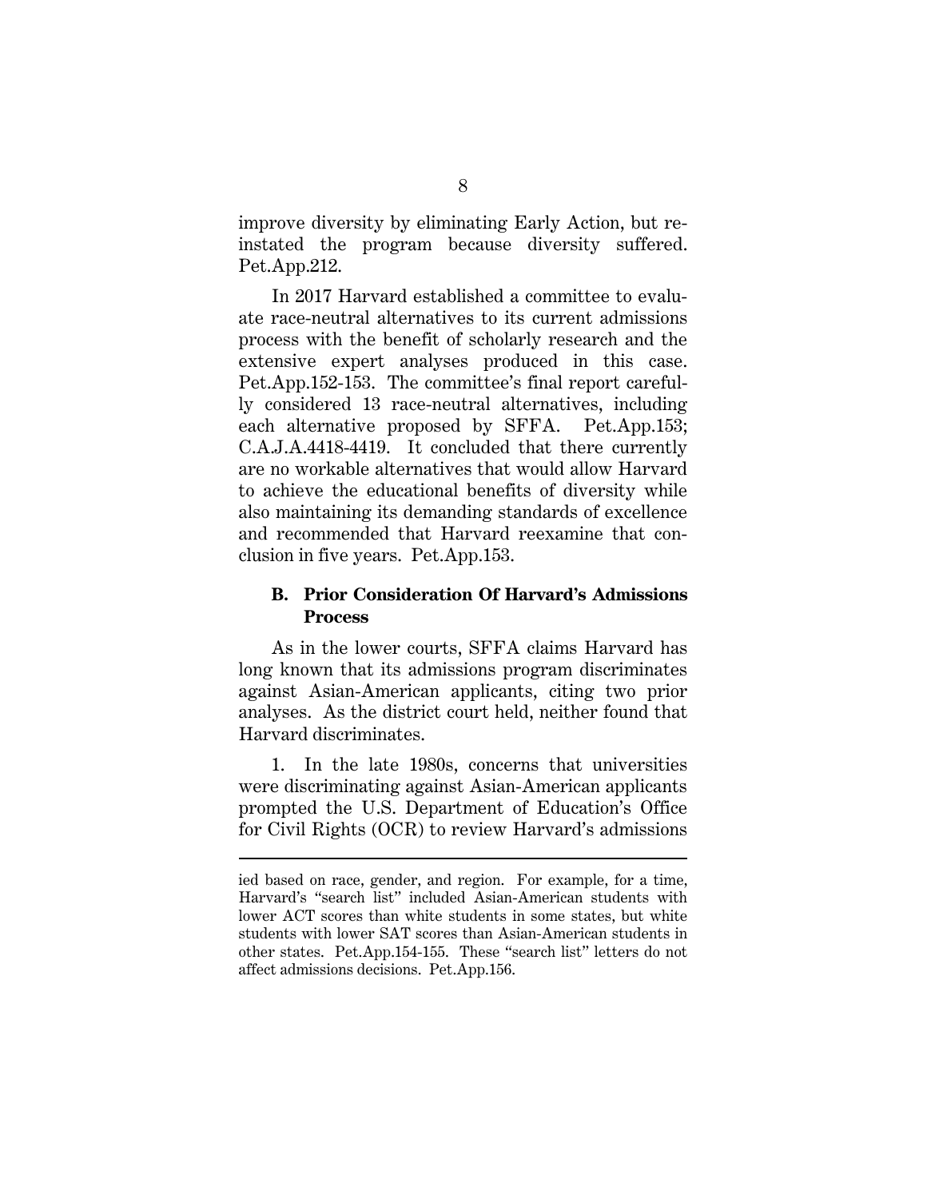improve diversity by eliminating Early Action, but reinstated the program because diversity suffered. Pet.App.212.

In 2017 Harvard established a committee to evaluate race-neutral alternatives to its current admissions process with the benefit of scholarly research and the extensive expert analyses produced in this case. Pet.App.152-153. The committee's final report carefully considered 13 race-neutral alternatives, including each alternative proposed by SFFA. Pet.App.153; C.A.J.A.4418-4419. It concluded that there currently are no workable alternatives that would allow Harvard to achieve the educational benefits of diversity while also maintaining its demanding standards of excellence and recommended that Harvard reexamine that conclusion in five years. Pet.App.153.

### B. Prior Consideration Of Harvard's Admissions Process

As in the lower courts, SFFA claims Harvard has long known that its admissions program discriminates against Asian-American applicants, citing two prior analyses. As the district court held, neither found that Harvard discriminates.

1. In the late 1980s, concerns that universities were discriminating against Asian-American applicants prompted the U.S. Department of Education's Office for Civil Rights (OCR) to review Harvard's admissions

---

ied based on race, gender, and region. For example, for a time, Harvard's "search list" included Asian-American students with lower ACT scores than white students in some states, but white students with lower SAT scores than Asian-American students in other states. Pet.App.154-155. These "search list" letters do not affect admissions decisions. Pet.App.156.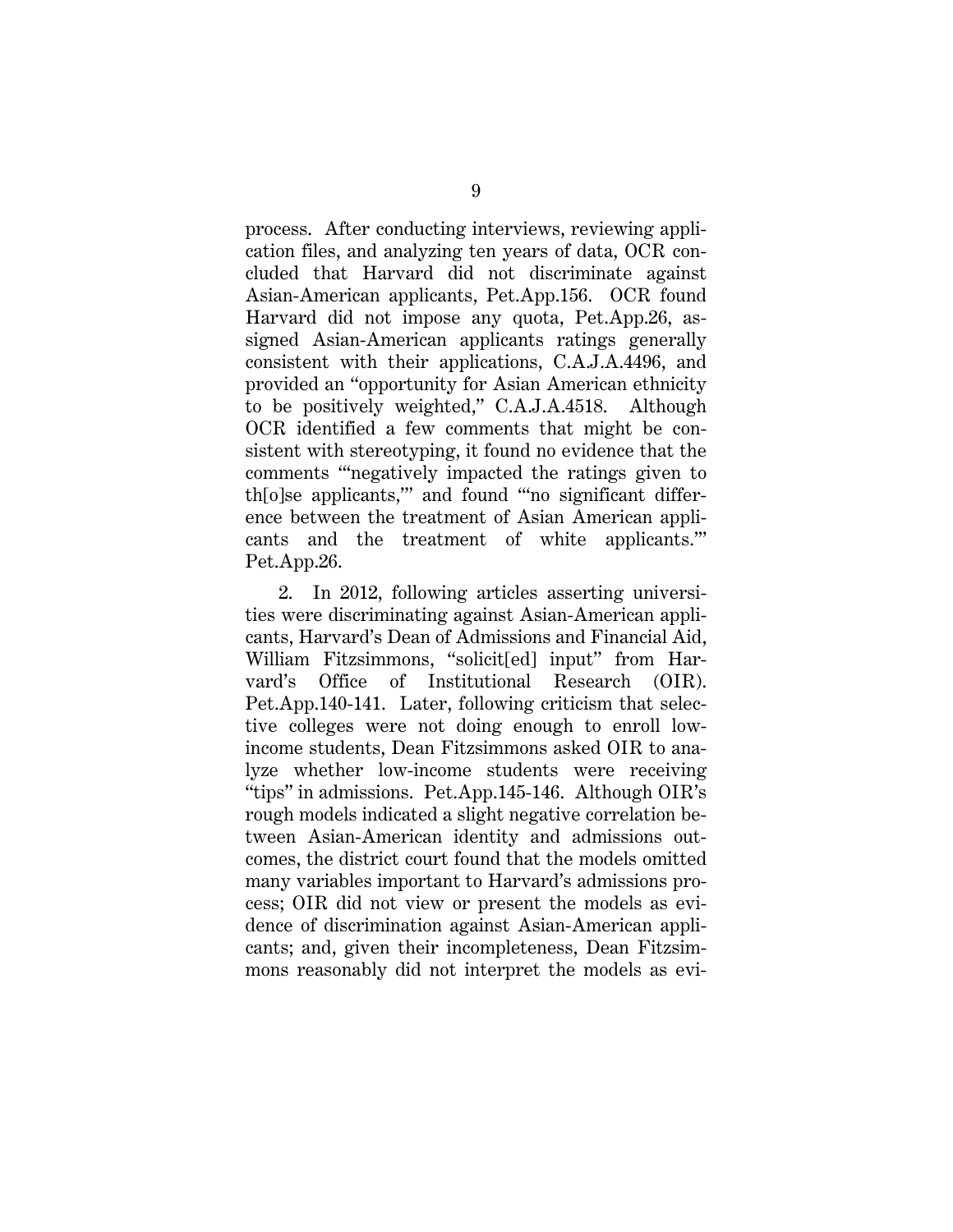process. After conducting interviews, reviewing application files, and analyzing ten years of data, OCR concluded that Harvard did not discriminate against Asian-American applicants, Pet.App.156. OCR found Harvard did not impose any quota, Pet.App.26, assigned Asian-American applicants ratings generally consistent with their applications, C.A.J.A.4496, and provided an "opportunity for Asian American ethnicity to be positively weighted," C.A.J.A.4518. Although OCR identified a few comments that might be consistent with stereotyping, it found no evidence that the comments "'negatively impacted the ratings given to th[o]se applicants,'" and found "'no significant difference between the treatment of Asian American applicants and the treatment of white applicants.'" Pet.App.26.

2. In 2012, following articles asserting universities were discriminating against Asian-American applicants, Harvard's Dean of Admissions and Financial Aid, William Fitzsimmons, "solicit[ed] input" from Harvard's Office of Institutional Research (OIR). Pet.App.140-141. Later, following criticism that selective colleges were not doing enough to enroll low-income students, Dean Fitzsimmons asked OIR to analyze whether low-income students were receiving "tips" in admissions. Pet.App.145-146. Although OIR's rough models indicated a slight negative correlation between Asian-American identity and admissions outcomes, the district court found that the models omitted many variables important to Harvard's admissions process; OIR did not view or present the models as evidence of discrimination against Asian-American applicants; and, given their incompleteness, Dean Fitzsimmons reasonably did not interpret the models as evi-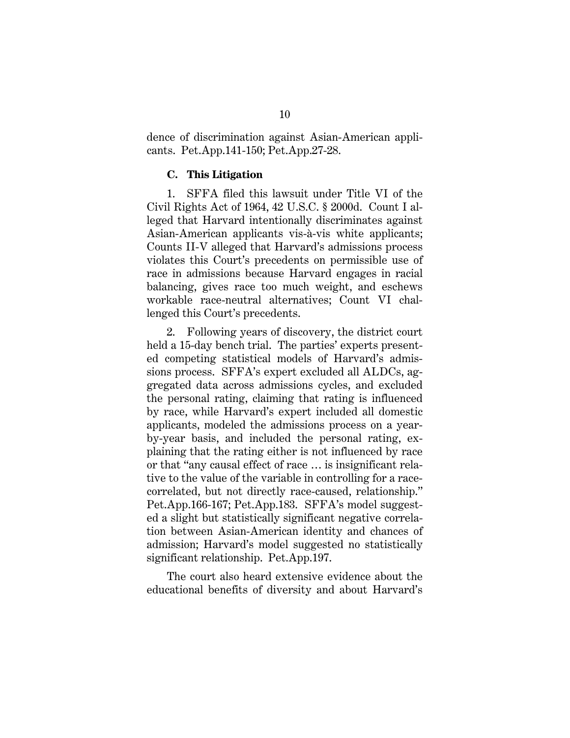dence of discrimination against Asian-American applicants. Pet.App.141-150; Pet.App.27-28.

### C. This Litigation

1. SFFA filed this lawsuit under Title VI of the Civil Rights Act of 1964, 42 U.S.C. § 2000d. Count I alleged that Harvard intentionally discriminates against Asian-American applicants vis-à-vis white applicants; Counts II-V alleged that Harvard's admissions process violates this Court's precedents on permissible use of race in admissions because Harvard engages in racial balancing, gives race too much weight, and eschews workable race-neutral alternatives; Count VI challenged this Court's precedents.

2. Following years of discovery, the district court held a 15-day bench trial. The parties' experts presented competing statistical models of Harvard's admissions process. SFFA's expert excluded all ALDCs, aggregated data across admissions cycles, and excluded the personal rating, claiming that rating is influenced by race, while Harvard's expert included all domestic applicants, modeled the admissions process on a year-by-year basis, and included the personal rating, explaining that the rating either is not influenced by race or that "any causal effect of race … is insignificant relative to the value of the variable in controlling for a race-correlated, but not directly race-caused, relationship." Pet.App.166-167; Pet.App.183. SFFA's model suggested a slight but statistically significant negative correlation between Asian-American identity and chances of admission; Harvard's model suggested no statistically significant relationship. Pet.App.197.

The court also heard extensive evidence about the educational benefits of diversity and about Harvard's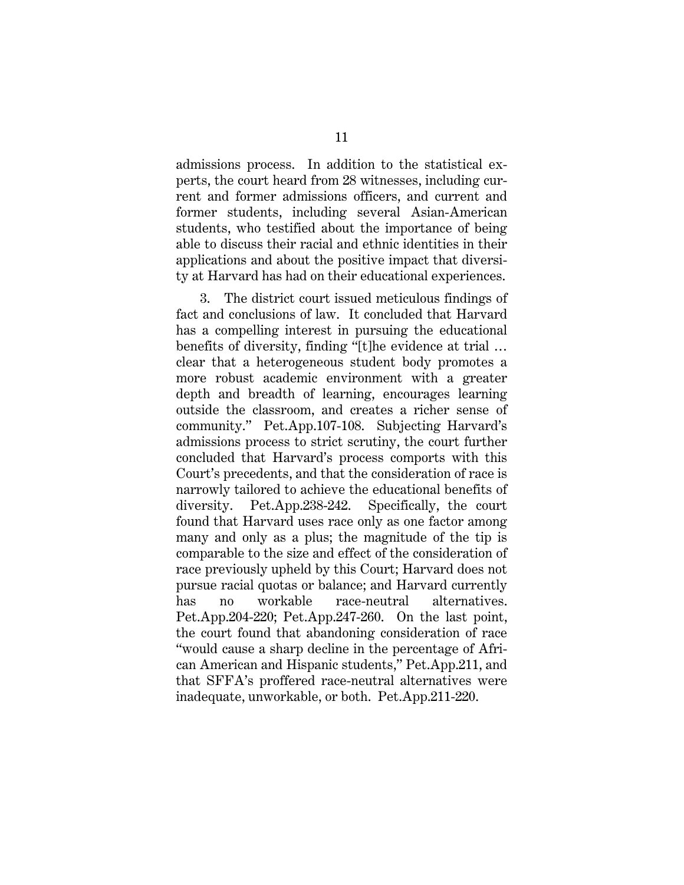admissions process. In addition to the statistical experts, the court heard from 28 witnesses, including current and former admissions officers, and current and former students, including several Asian-American students, who testified about the importance of being able to discuss their racial and ethnic identities in their applications and about the positive impact that diversity at Harvard has had on their educational experiences.

3. The district court issued meticulous findings of fact and conclusions of law. It concluded that Harvard has a compelling interest in pursuing the educational benefits of diversity, finding "[t]he evidence at trial … clear that a heterogeneous student body promotes a more robust academic environment with a greater depth and breadth of learning, encourages learning outside the classroom, and creates a richer sense of community." Pet.App.107-108. Subjecting Harvard's admissions process to strict scrutiny, the court further concluded that Harvard's process comports with this Court's precedents, and that the consideration of race is narrowly tailored to achieve the educational benefits of diversity. Pet.App.238-242. Specifically, the court found that Harvard uses race only as one factor among many and only as a plus; the magnitude of the tip is comparable to the size and effect of the consideration of race previously upheld by this Court; Harvard does not pursue racial quotas or balance; and Harvard currently has no workable race-neutral alternatives. Pet.App.204-220; Pet.App.247-260. On the last point, the court found that abandoning consideration of race "would cause a sharp decline in the percentage of African American and Hispanic students," Pet.App.211, and that SFFA's proffered race-neutral alternatives were inadequate, unworkable, or both. Pet.App.211-220.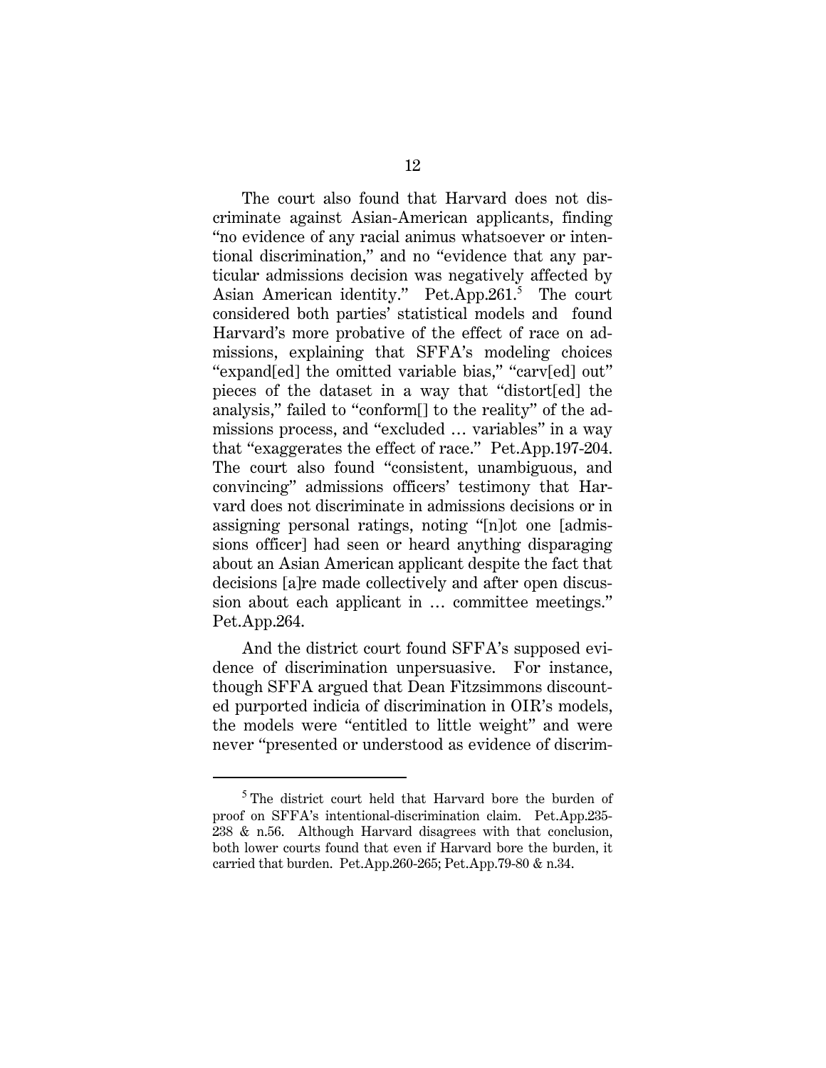The court also found that Harvard does not discriminate against Asian-American applicants, finding "no evidence of any racial animus whatsoever or intentional discrimination," and no "evidence that any particular admissions decision was negatively affected by Asian American identity." Pet.App.261.[5] The court considered both parties' statistical models and found Harvard's more probative of the effect of race on admissions, explaining that SFFA's modeling choices "expand[ed] the omitted variable bias," "carv[ed] out" pieces of the dataset in a way that "distort[ed] the analysis," failed to "conform[] to the reality" of the admissions process, and "excluded … variables" in a way that "exaggerates the effect of race." Pet.App.197-204. The court also found "consistent, unambiguous, and convincing" admissions officers' testimony that Harvard does not discriminate in admissions decisions or in assigning personal ratings, noting "[n]ot one [admissions officer] had seen or heard anything disparaging about an Asian American applicant despite the fact that decisions [a]re made collectively and after open discussion about each applicant in … committee meetings." Pet.App.264.

And the district court found SFFA's supposed evidence of discrimination unpersuasive. For instance, though SFFA argued that Dean Fitzsimmons discounted purported indicia of discrimination in OIR's models, the models were "entitled to little weight" and were never "presented or understood as evidence of discrim-

---

[5] The district court held that Harvard bore the burden of proof on SFFA's intentional-discrimination claim. Pet.App.235-238 & n.56. Although Harvard disagrees with that conclusion, both lower courts found that even if Harvard bore the burden, it carried that burden. Pet.App.260-265; Pet.App.79-80 & n.34.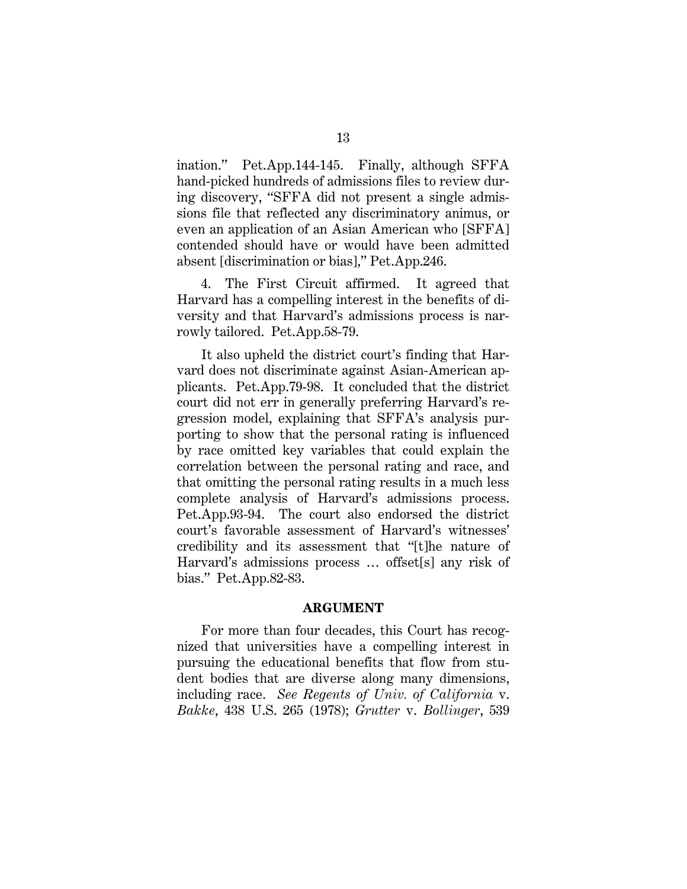ination." Pet.App.144-145. Finally, although SFFA hand-picked hundreds of admissions files to review during discovery, "SFFA did not present a single admissions file that reflected any discriminatory animus, or even an application of an Asian American who [SFFA] contended should have or would have been admitted absent [discrimination or bias]," Pet.App.246.

4. The First Circuit affirmed. It agreed that Harvard has a compelling interest in the benefits of diversity and that Harvard's admissions process is narrowly tailored. Pet.App.58-79.

It also upheld the district court's finding that Harvard does not discriminate against Asian-American applicants. Pet.App.79-98. It concluded that the district court did not err in generally preferring Harvard's regression model, explaining that SFFA's analysis purporting to show that the personal rating is influenced by race omitted key variables that could explain the correlation between the personal rating and race, and that omitting the personal rating results in a much less complete analysis of Harvard's admissions process. Pet.App.93-94. The court also endorsed the district court's favorable assessment of Harvard's witnesses' credibility and its assessment that "[t]he nature of Harvard's admissions process … offset[s] any risk of bias." Pet.App.82-83.

## ARGUMENT

For more than four decades, this Court has recognized that universities have a compelling interest in pursuing the educational benefits that flow from student bodies that are diverse along many dimensions, including race. *See Regents of Univ. of California* v. *Bakke*, 438 U.S. 265 (1978); *Grutter* v. *Bollinger*, 539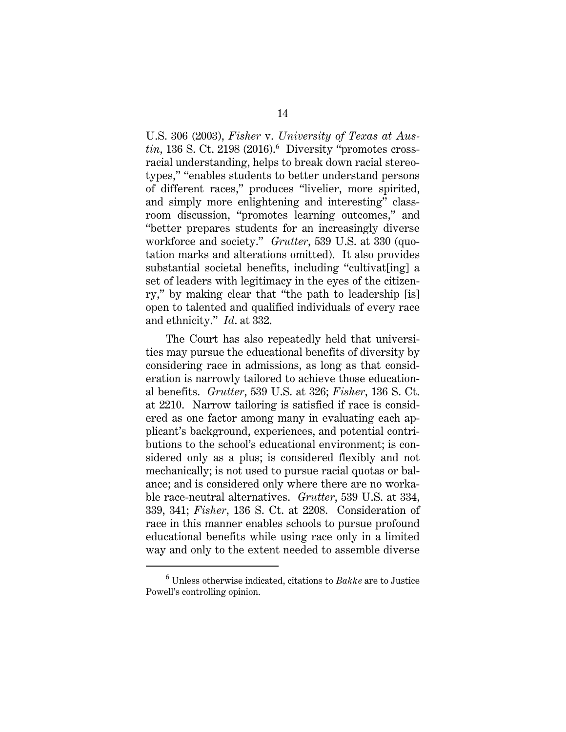U.S. 306 (2003), *Fisher* v. *University of Texas at Austin*, 136 S. Ct. 2198 (2016).[6] Diversity "promotes cross-racial understanding, helps to break down racial stereotypes," "enables students to better understand persons of different races," produces "livelier, more spirited, and simply more enlightening and interesting" classroom discussion, "promotes learning outcomes," and "better prepares students for an increasingly diverse workforce and society." *Grutter*, 539 U.S. at 330 (quotation marks and alterations omitted). It also provides substantial societal benefits, including "cultivat[ing] a set of leaders with legitimacy in the eyes of the citizenry," by making clear that "the path to leadership [is] open to talented and qualified individuals of every race and ethnicity." *Id*. at 332.

The Court has also repeatedly held that universities may pursue the educational benefits of diversity by considering race in admissions, as long as that consideration is narrowly tailored to achieve those educational benefits. *Grutter*, 539 U.S. at 326; *Fisher*, 136 S. Ct. at 2210. Narrow tailoring is satisfied if race is considered as one factor among many in evaluating each applicant's background, experiences, and potential contributions to the school's educational environment; is considered only as a plus; is considered flexibly and not mechanically; is not used to pursue racial quotas or balance; and is considered only where there are no workable race-neutral alternatives. *Grutter*, 539 U.S. at 334, 339, 341; *Fisher*, 136 S. Ct. at 2208. Consideration of race in this manner enables schools to pursue profound educational benefits while using race only in a limited way and only to the extent needed to assemble diverse

[6] Unless otherwise indicated, citations to *Bakke* are to Justice Powell's controlling opinion.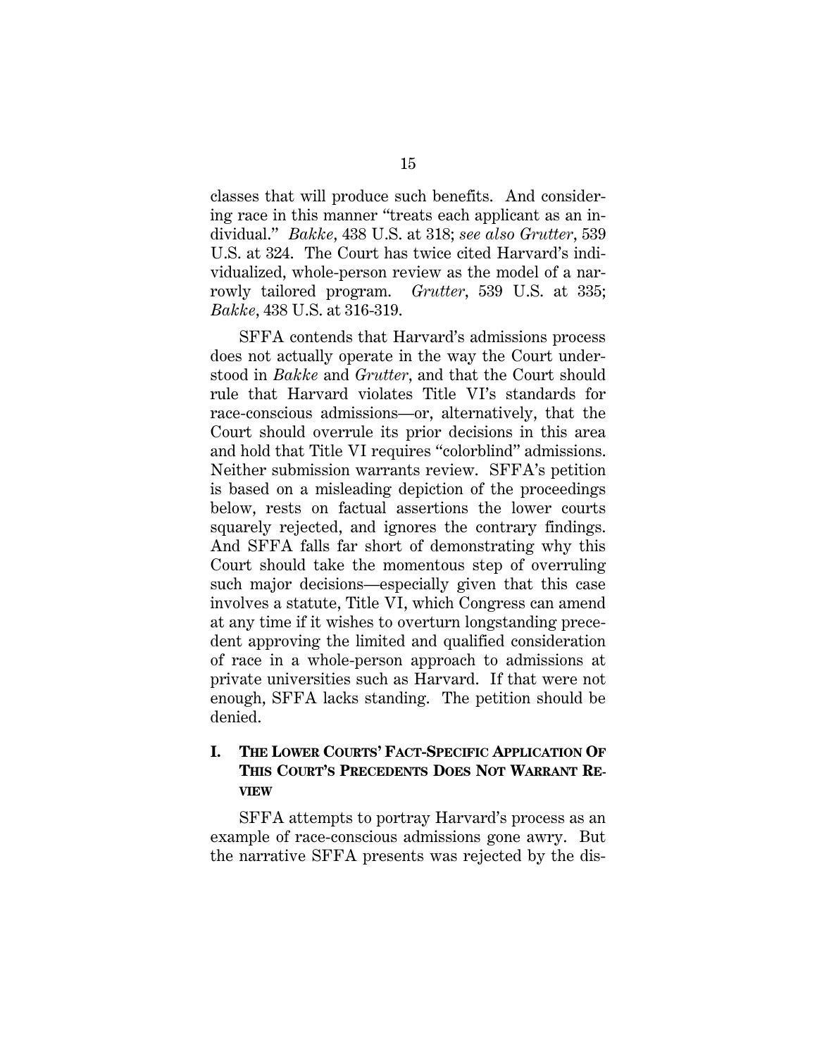classes that will produce such benefits. And considering race in this manner "treats each applicant as an individual." *Bakke*, 438 U.S. at 318; *see also Grutter*, 539 U.S. at 324. The Court has twice cited Harvard's individualized, whole-person review as the model of a narrowly tailored program. *Grutter*, 539 U.S. at 335; *Bakke*, 438 U.S. at 316-319.

SFFA contends that Harvard's admissions process does not actually operate in the way the Court understood in *Bakke* and *Grutter*, and that the Court should rule that Harvard violates Title VI's standards for race-conscious admissions—or, alternatively, that the Court should overrule its prior decisions in this area and hold that Title VI requires "colorblind" admissions. Neither submission warrants review. SFFA's petition is based on a misleading depiction of the proceedings below, rests on factual assertions the lower courts squarely rejected, and ignores the contrary findings. And SFFA falls far short of demonstrating why this Court should take the momentous step of overruling such major decisions—especially given that this case involves a statute, Title VI, which Congress can amend at any time if it wishes to overturn longstanding precedent approving the limited and qualified consideration of race in a whole-person approach to admissions at private universities such as Harvard. If that were not enough, SFFA lacks standing. The petition should be denied.

## I. The Lower Courts' Fact-Specific Application Of This Court's Precedents Does Not Warrant Review

SFFA attempts to portray Harvard's process as an example of race-conscious admissions gone awry. But the narrative SFFA presents was rejected by the dis-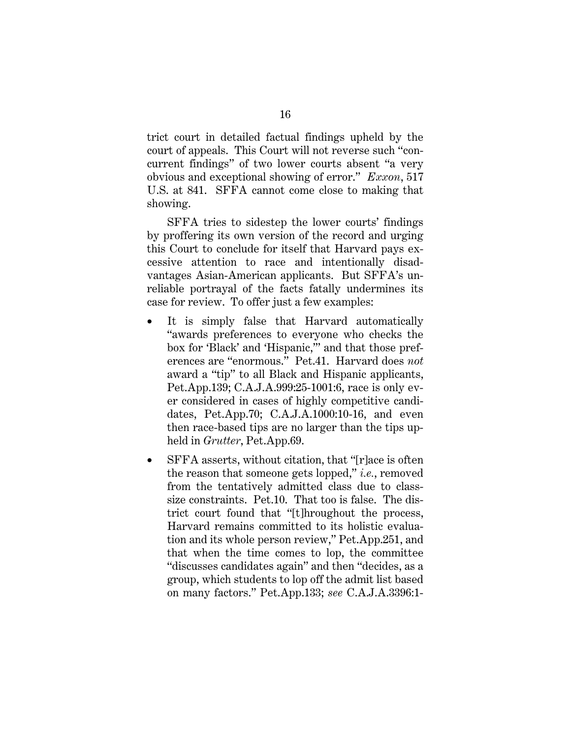trict court in detailed factual findings upheld by the court of appeals. This Court will not reverse such "concurrent findings" of two lower courts absent "a very obvious and exceptional showing of error." *Exxon*, 517 U.S. at 841. SFFA cannot come close to making that showing.

SFFA tries to sidestep the lower courts' findings by proffering its own version of the record and urging this Court to conclude for itself that Harvard pays excessive attention to race and intentionally disadvantages Asian-American applicants. But SFFA's unreliable portrayal of the facts fatally undermines its case for review. To offer just a few examples:

- It is simply false that Harvard automatically "awards preferences to everyone who checks the box for 'Black' and 'Hispanic,'" and that those preferences are "enormous." Pet.41. Harvard does *not* award a "tip" to all Black and Hispanic applicants, Pet.App.139; C.A.J.A.999:25-1001:6, race is only ever considered in cases of highly competitive candidates, Pet.App.70; C.A.J.A.1000:10-16, and even then race-based tips are no larger than the tips upheld in *Grutter*, Pet.App.69.
- SFFA asserts, without citation, that "[r]ace is often the reason that someone gets lopped," *i.e.*, removed from the tentatively admitted class due to class-size constraints. Pet.10. That too is false. The district court found that "[t]hroughout the process, Harvard remains committed to its holistic evaluation and its whole person review," Pet.App.251, and that when the time comes to lop, the committee "discusses candidates again" and then "decides, as a group, which students to lop off the admit list based on many factors." Pet.App.133; *see* C.A.J.A.3396:1-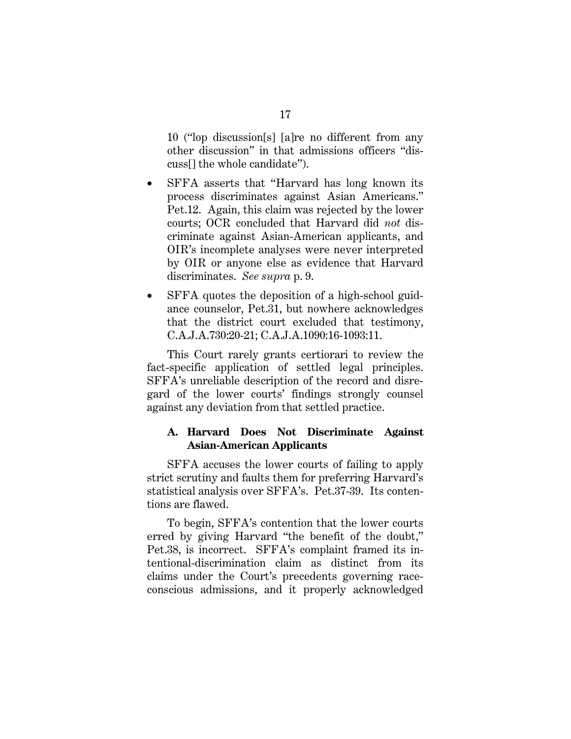10 ("lop discussion[s] [a]re no different from any other discussion" in that admissions officers "discuss[] the whole candidate").

- SFFA asserts that "Harvard has long known its process discriminates against Asian Americans." Pet.12. Again, this claim was rejected by the lower courts; OCR concluded that Harvard did *not* discriminate against Asian-American applicants, and OIR's incomplete analyses were never interpreted by OIR or anyone else as evidence that Harvard discriminates. *See supra* p. 9.
- SFFA quotes the deposition of a high-school guidance counselor, Pet.31, but nowhere acknowledges that the district court excluded that testimony, C.A.J.A.730:20-21; C.A.J.A.1090:16-1093:11.

This Court rarely grants certiorari to review the fact-specific application of settled legal principles. SFFA's unreliable description of the record and disregard of the lower courts' findings strongly counsel against any deviation from that settled practice.

### A. Harvard Does Not Discriminate Against Asian-American Applicants

SFFA accuses the lower courts of failing to apply strict scrutiny and faults them for preferring Harvard's statistical analysis over SFFA's. Pet.37-39. Its contentions are flawed.

To begin, SFFA's contention that the lower courts erred by giving Harvard "the benefit of the doubt," Pet.38, is incorrect. SFFA's complaint framed its intentional-discrimination claim as distinct from its claims under the Court's precedents governing race-conscious admissions, and it properly acknowledged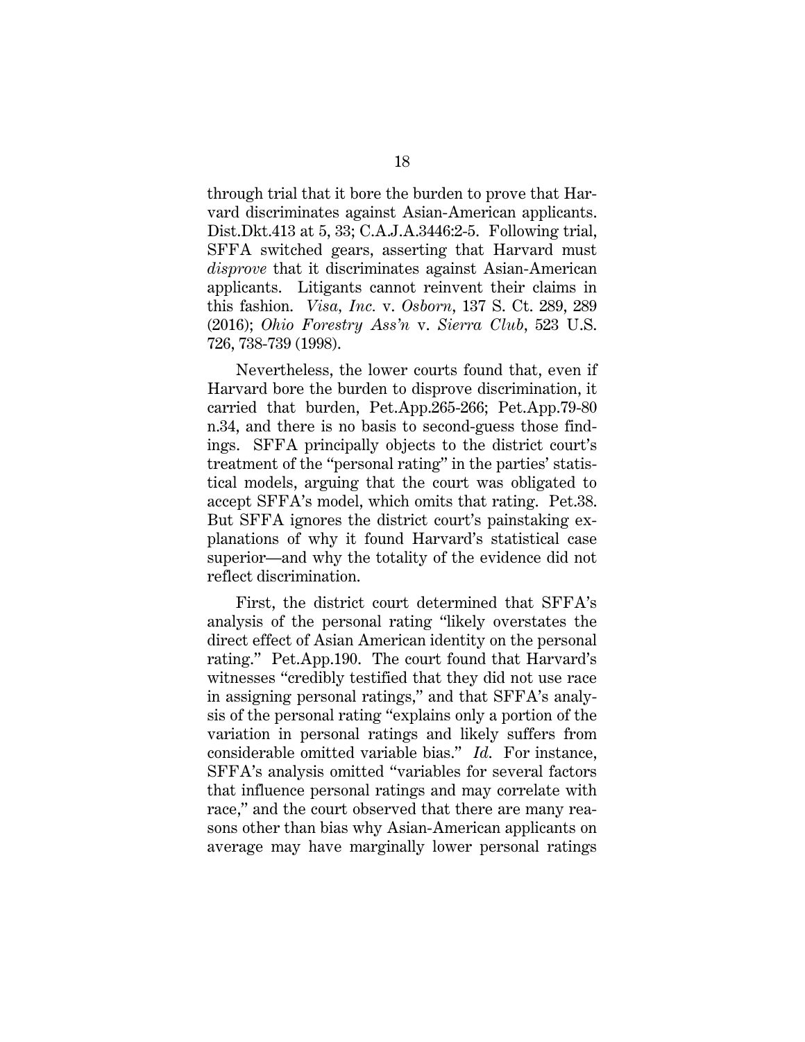through trial that it bore the burden to prove that Harvard discriminates against Asian-American applicants. Dist.Dkt.413 at 5, 33; C.A.J.A.3446:2-5. Following trial, SFFA switched gears, asserting that Harvard must *disprove* that it discriminates against Asian-American applicants. Litigants cannot reinvent their claims in this fashion. *Visa, Inc.* v. *Osborn*, 137 S. Ct. 289, 289 (2016); *Ohio Forestry Ass'n* v. *Sierra Club*, 523 U.S. 726, 738-739 (1998).

Nevertheless, the lower courts found that, even if Harvard bore the burden to disprove discrimination, it carried that burden, Pet.App.265-266; Pet.App.79-80 n.34, and there is no basis to second-guess those findings. SFFA principally objects to the district court's treatment of the "personal rating" in the parties' statistical models, arguing that the court was obligated to accept SFFA's model, which omits that rating. Pet.38. But SFFA ignores the district court's painstaking explanations of why it found Harvard's statistical case superior—and why the totality of the evidence did not reflect discrimination.

First, the district court determined that SFFA's analysis of the personal rating "likely overstates the direct effect of Asian American identity on the personal rating." Pet.App.190. The court found that Harvard's witnesses "credibly testified that they did not use race in assigning personal ratings," and that SFFA's analysis of the personal rating "explains only a portion of the variation in personal ratings and likely suffers from considerable omitted variable bias." *Id.* For instance, SFFA's analysis omitted "variables for several factors that influence personal ratings and may correlate with race," and the court observed that there are many reasons other than bias why Asian-American applicants on average may have marginally lower personal ratings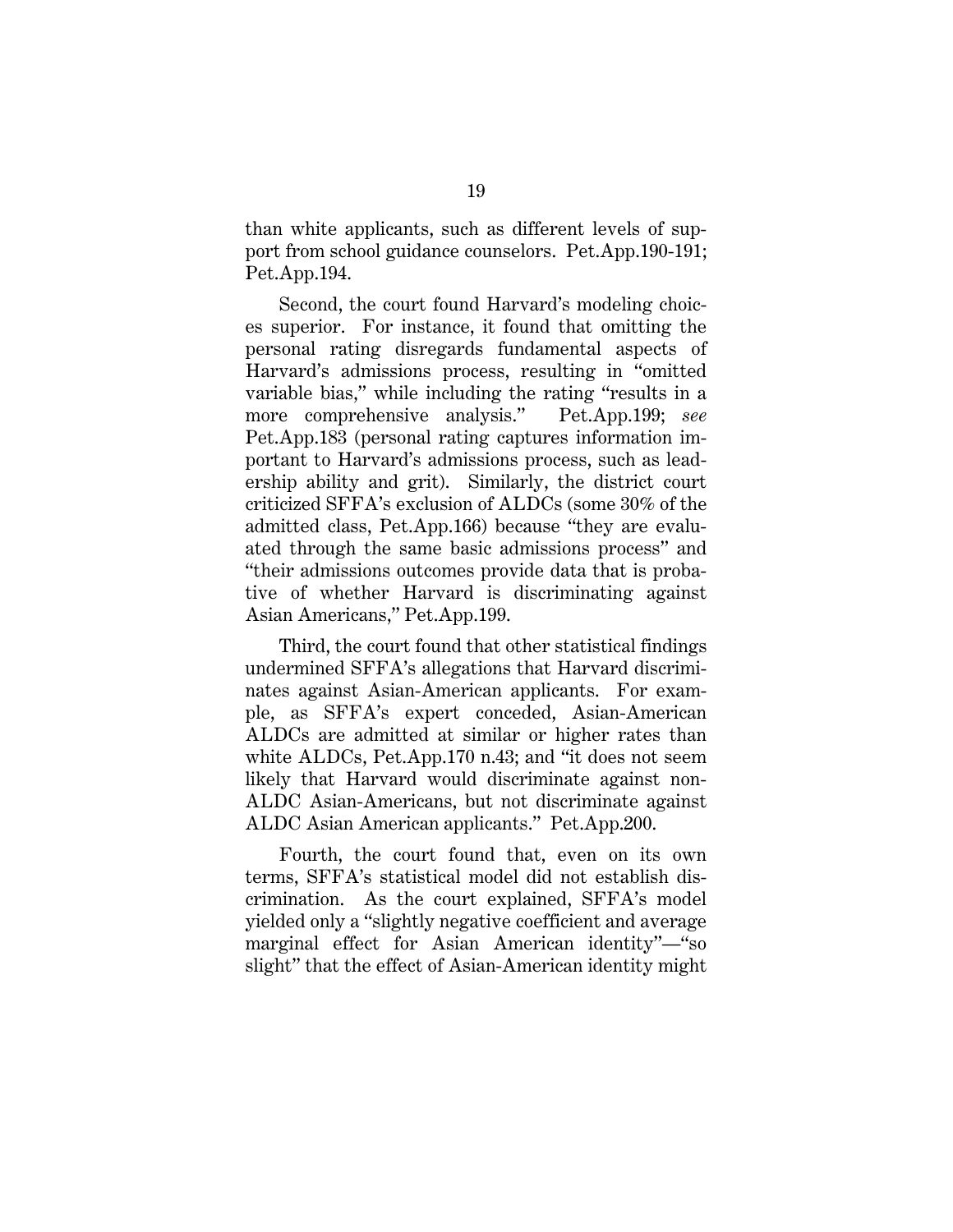than white applicants, such as different levels of support from school guidance counselors. Pet.App.190-191; Pet.App.194.

Second, the court found Harvard's modeling choices superior. For instance, it found that omitting the personal rating disregards fundamental aspects of Harvard's admissions process, resulting in "omitted variable bias," while including the rating "results in a more comprehensive analysis." Pet.App.199; *see* Pet.App.183 (personal rating captures information important to Harvard's admissions process, such as leadership ability and grit). Similarly, the district court criticized SFFA's exclusion of ALDCs (some 30% of the admitted class, Pet.App.166) because "they are evaluated through the same basic admissions process" and "their admissions outcomes provide data that is probative of whether Harvard is discriminating against Asian Americans," Pet.App.199.

Third, the court found that other statistical findings undermined SFFA's allegations that Harvard discriminates against Asian-American applicants. For example, as SFFA's expert conceded, Asian-American ALDCs are admitted at similar or higher rates than white ALDCs, Pet.App.170 n.43; and "it does not seem likely that Harvard would discriminate against non-ALDC Asian-Americans, but not discriminate against ALDC Asian American applicants." Pet.App.200.

Fourth, the court found that, even on its own terms, SFFA's statistical model did not establish discrimination. As the court explained, SFFA's model yielded only a "slightly negative coefficient and average marginal effect for Asian American identity"—"so slight" that the effect of Asian-American identity might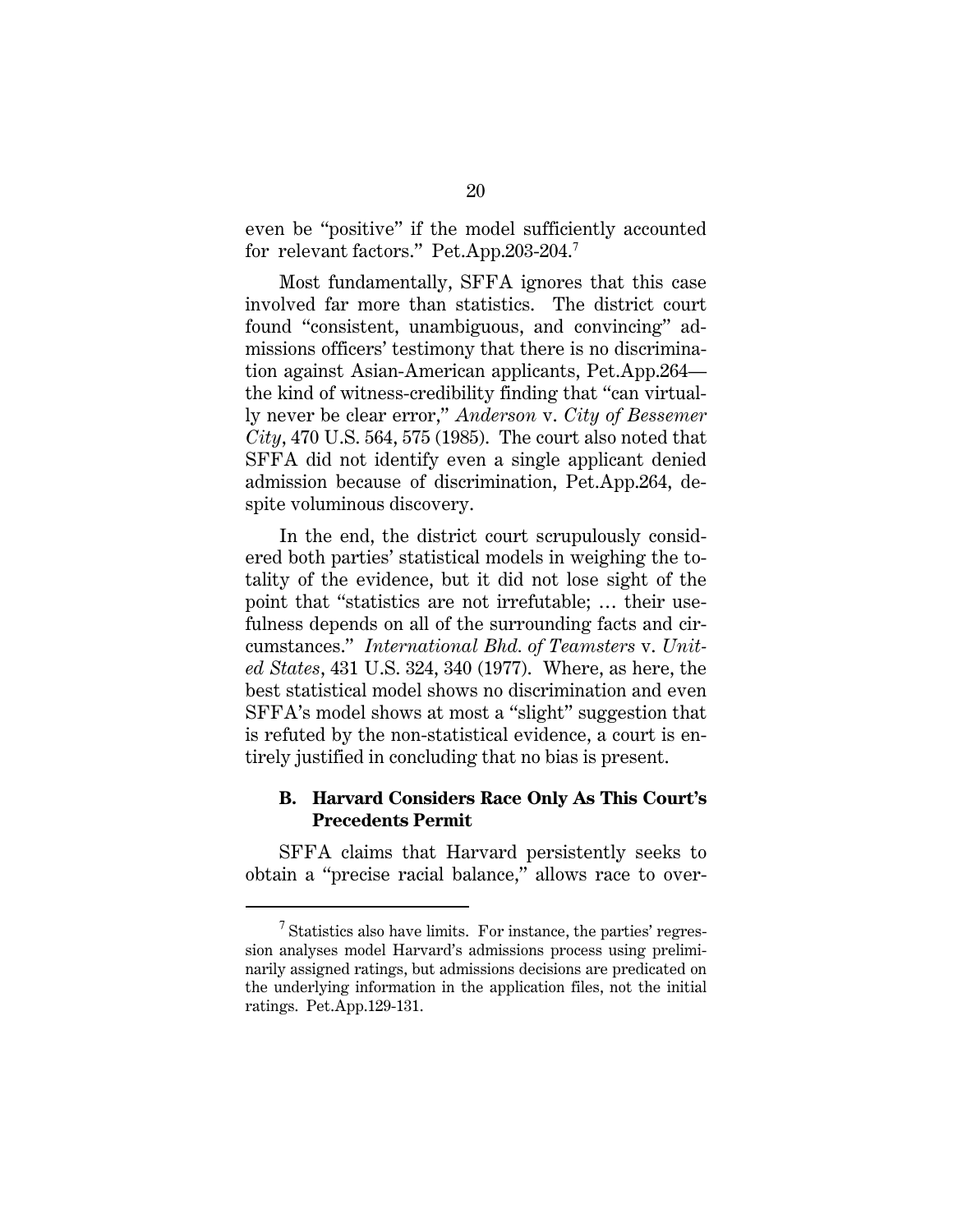even be "positive" if the model sufficiently accounted for relevant factors." Pet.App.203-204.[7]

Most fundamentally, SFFA ignores that this case involved far more than statistics. The district court found "consistent, unambiguous, and convincing" admissions officers' testimony that there is no discrimination against Asian-American applicants, Pet.App.264—the kind of witness-credibility finding that "can virtually never be clear error," *Anderson* v. *City of Bessemer City*, 470 U.S. 564, 575 (1985). The court also noted that SFFA did not identify even a single applicant denied admission because of discrimination, Pet.App.264, despite voluminous discovery.

In the end, the district court scrupulously considered both parties' statistical models in weighing the totality of the evidence, but it did not lose sight of the point that "statistics are not irrefutable; … their usefulness depends on all of the surrounding facts and circumstances." *International Bhd. of Teamsters* v. *United States*, 431 U.S. 324, 340 (1977). Where, as here, the best statistical model shows no discrimination and even SFFA's model shows at most a "slight" suggestion that is refuted by the non-statistical evidence, a court is entirely justified in concluding that no bias is present.

### B. Harvard Considers Race Only As This Court's Precedents Permit

SFFA claims that Harvard persistently seeks to obtain a "precise racial balance," allows race to over-

---

[7] Statistics also have limits. For instance, the parties' regression analyses model Harvard's admissions process using preliminarily assigned ratings, but admissions decisions are predicated on the underlying information in the application files, not the initial ratings. Pet.App.129-131.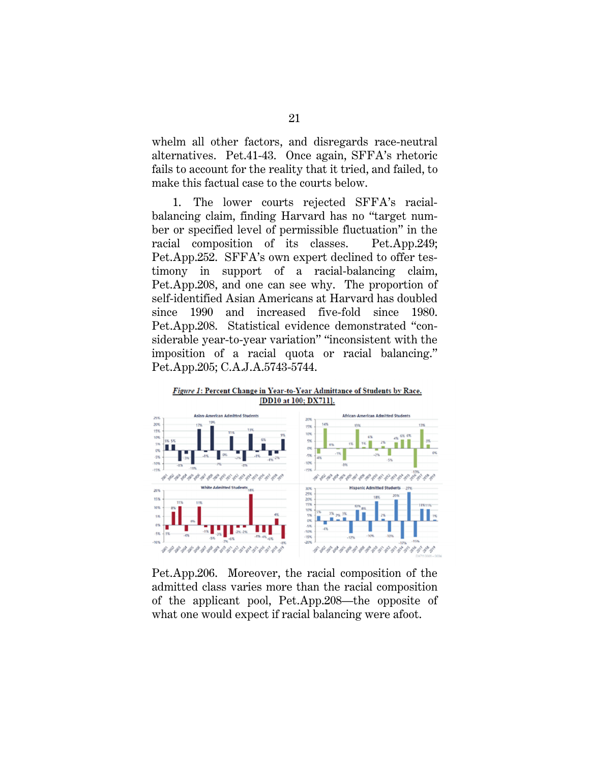whelm all other factors, and disregards race-neutral alternatives. Pet.41-43. Once again, SFFA's rhetoric fails to account for the reality that it tried, and failed, to make this factual case to the courts below.

1. The lower courts rejected SFFA's racial-balancing claim, finding Harvard has no "target number or specified level of permissible fluctuation" in the racial composition of its classes. Pet.App.249; Pet.App.252. SFFA's own expert declined to offer testimony in support of a racial-balancing claim, Pet.App.208, and one can see why. The proportion of self-identified Asian Americans at Harvard has doubled since 1990 and increased five-fold since 1980. Pet.App.208. Statistical evidence demonstrated "considerable year-to-year variation" "inconsistent with the imposition of a racial quota or racial balancing." Pet.App.205; C.A.J.A.5743-5744.

***Figure 1*: Percent Change in Year-to-Year Admittance of Students by Race. [DD10 at 100; DX711].**

Pet.App.206. Moreover, the racial composition of the admitted class varies more than the racial composition of the applicant pool, Pet.App.208—the opposite of what one would expect if racial balancing were afoot.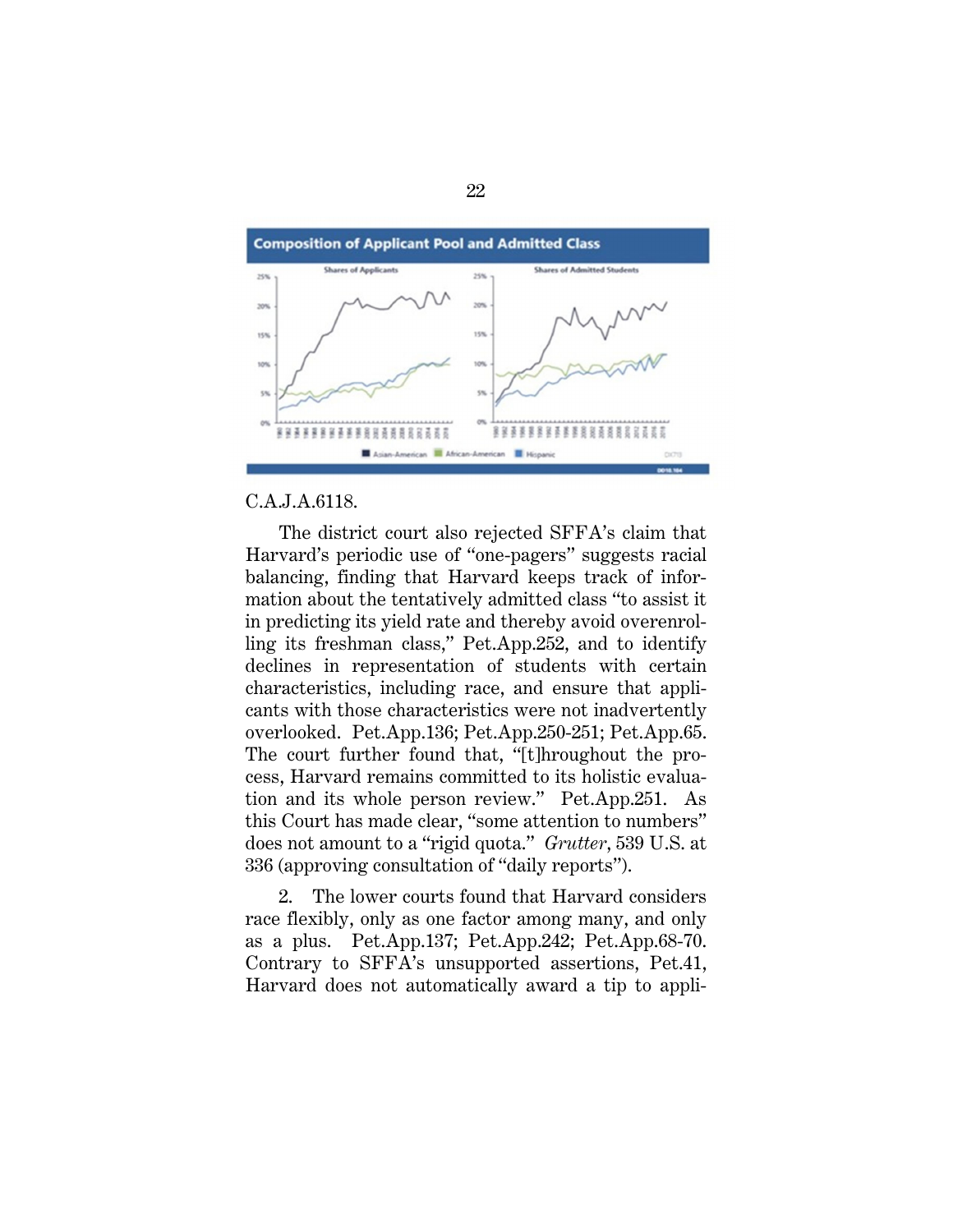C.A.J.A.6118.

The district court also rejected SFFA's claim that Harvard's periodic use of "one-pagers" suggests racial balancing, finding that Harvard keeps track of information about the tentatively admitted class "to assist it in predicting its yield rate and thereby avoid overenrolling its freshman class," Pet.App.252, and to identify declines in representation of students with certain characteristics, including race, and ensure that applicants with those characteristics were not inadvertently overlooked. Pet.App.136; Pet.App.250-251; Pet.App.65. The court further found that, "[t]hroughout the process, Harvard remains committed to its holistic evaluation and its whole person review." Pet.App.251. As this Court has made clear, "some attention to numbers" does not amount to a "rigid quota." *Grutter*, 539 U.S. at 336 (approving consultation of "daily reports").

2. The lower courts found that Harvard considers race flexibly, only as one factor among many, and only as a plus. Pet.App.137; Pet.App.242; Pet.App.68-70. Contrary to SFFA's unsupported assertions, Pet.41, Harvard does not automatically award a tip to appli-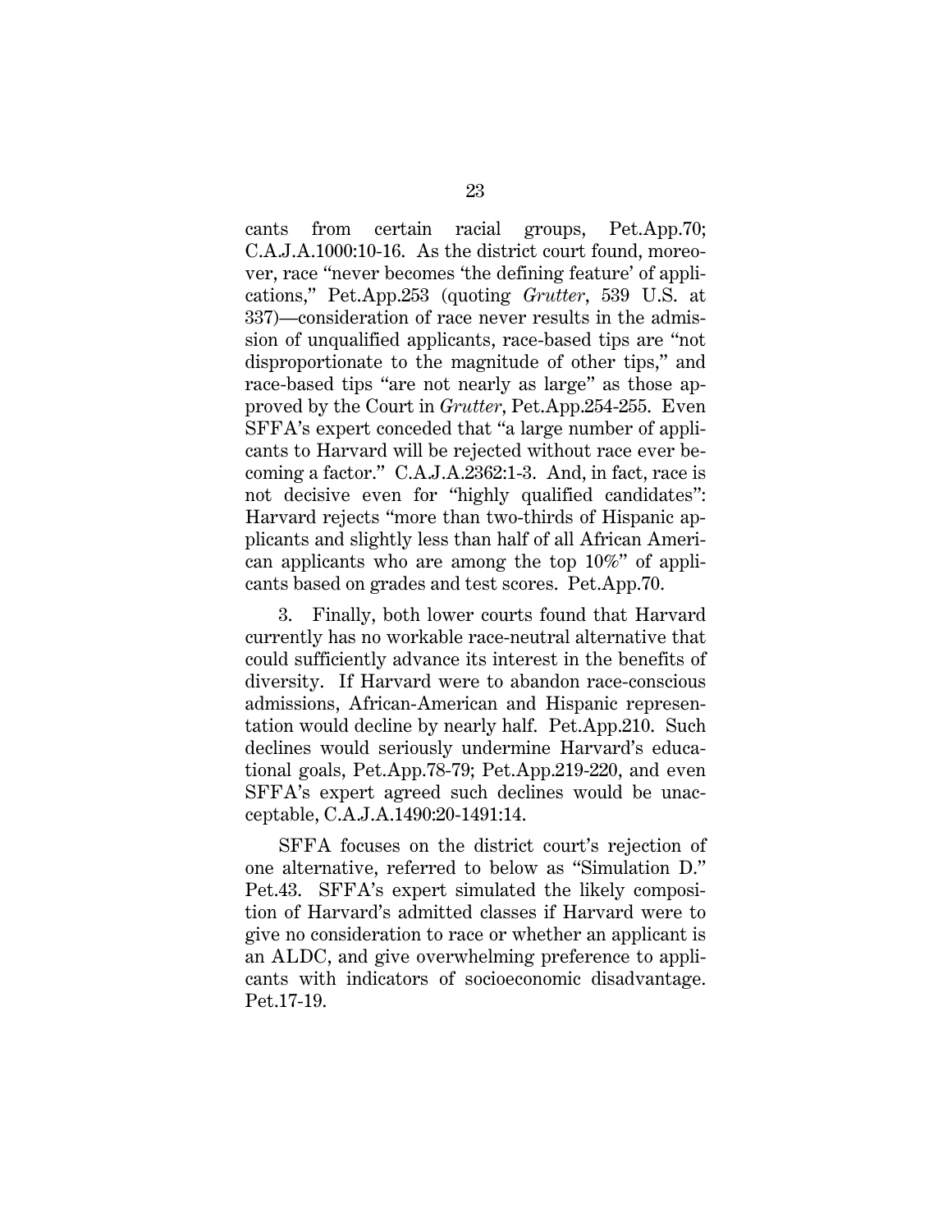cants from certain racial groups, Pet.App.70; C.A.J.A.1000:10-16. As the district court found, moreover, race "never becomes 'the defining feature' of applications," Pet.App.253 (quoting *Grutter*, 539 U.S. at 337)—consideration of race never results in the admission of unqualified applicants, race-based tips are "not disproportionate to the magnitude of other tips," and race-based tips "are not nearly as large" as those approved by the Court in *Grutter*, Pet.App.254-255. Even SFFA's expert conceded that "a large number of applicants to Harvard will be rejected without race ever becoming a factor." C.A.J.A.2362:1-3. And, in fact, race is not decisive even for "highly qualified candidates": Harvard rejects "more than two-thirds of Hispanic applicants and slightly less than half of all African American applicants who are among the top 10%" of applicants based on grades and test scores. Pet.App.70.

3. Finally, both lower courts found that Harvard currently has no workable race-neutral alternative that could sufficiently advance its interest in the benefits of diversity. If Harvard were to abandon race-conscious admissions, African-American and Hispanic representation would decline by nearly half. Pet.App.210. Such declines would seriously undermine Harvard's educational goals, Pet.App.78-79; Pet.App.219-220, and even SFFA's expert agreed such declines would be unacceptable, C.A.J.A.1490:20-1491:14.

SFFA focuses on the district court's rejection of one alternative, referred to below as "Simulation D." Pet.43. SFFA's expert simulated the likely composition of Harvard's admitted classes if Harvard were to give no consideration to race or whether an applicant is an ALDC, and give overwhelming preference to applicants with indicators of socioeconomic disadvantage. Pet.17-19.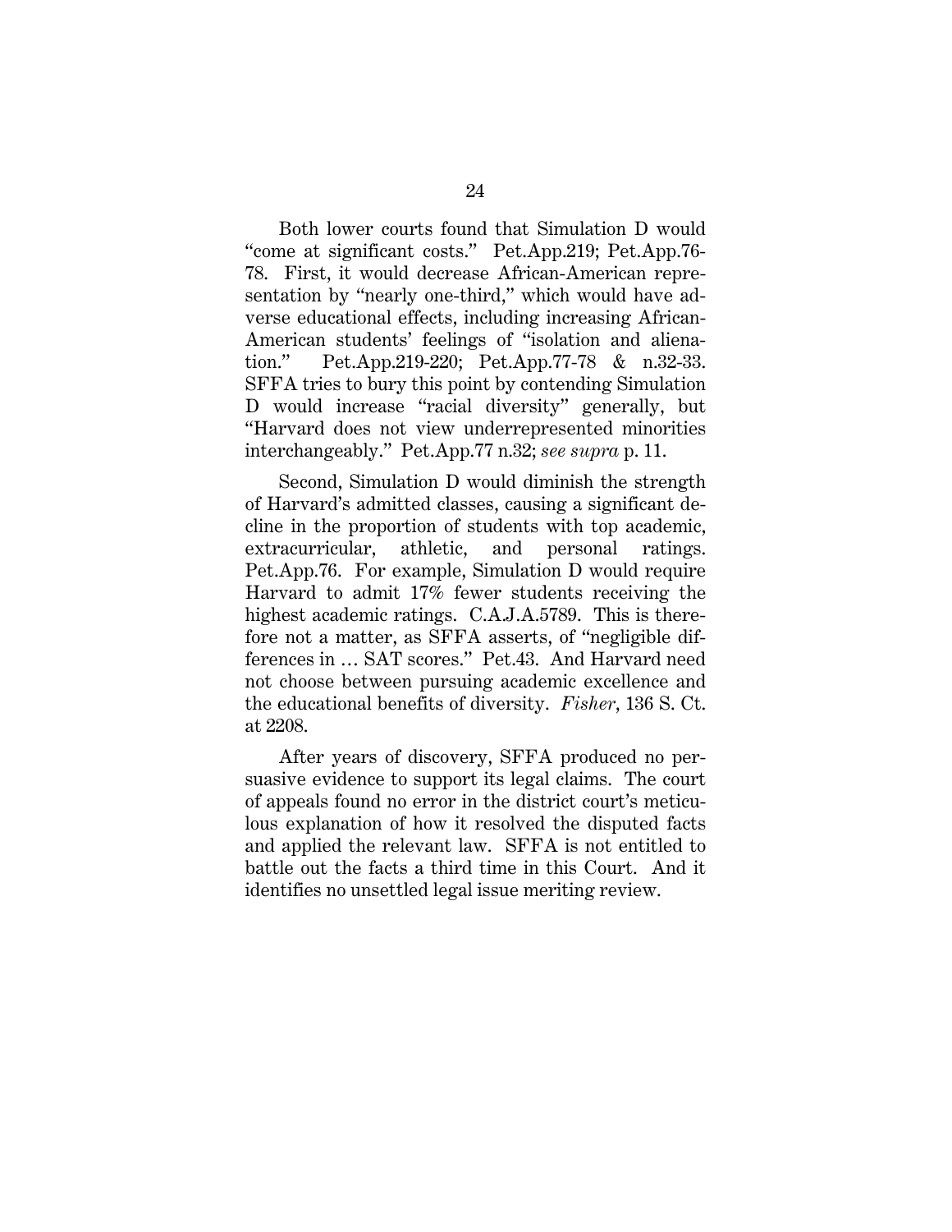Both lower courts found that Simulation D would "come at significant costs." Pet.App.219; Pet.App.76-78. First, it would decrease African-American representation by "nearly one-third," which would have adverse educational effects, including increasing African-American students' feelings of "isolation and alienation." Pet.App.219-220; Pet.App.77-78 & n.32-33. SFFA tries to bury this point by contending Simulation D would increase "racial diversity" generally, but "Harvard does not view underrepresented minorities interchangeably." Pet.App.77 n.32; *see supra* p. 11.

Second, Simulation D would diminish the strength of Harvard's admitted classes, causing a significant decline in the proportion of students with top academic, extracurricular, athletic, and personal ratings. Pet.App.76. For example, Simulation D would require Harvard to admit 17% fewer students receiving the highest academic ratings. C.A.J.A.5789. This is therefore not a matter, as SFFA asserts, of "negligible differences in … SAT scores." Pet.43. And Harvard need not choose between pursuing academic excellence and the educational benefits of diversity. *Fisher*, 136 S. Ct. at 2208.

After years of discovery, SFFA produced no persuasive evidence to support its legal claims. The court of appeals found no error in the district court's meticulous explanation of how it resolved the disputed facts and applied the relevant law. SFFA is not entitled to battle out the facts a third time in this Court. And it identifies no unsettled legal issue meriting review.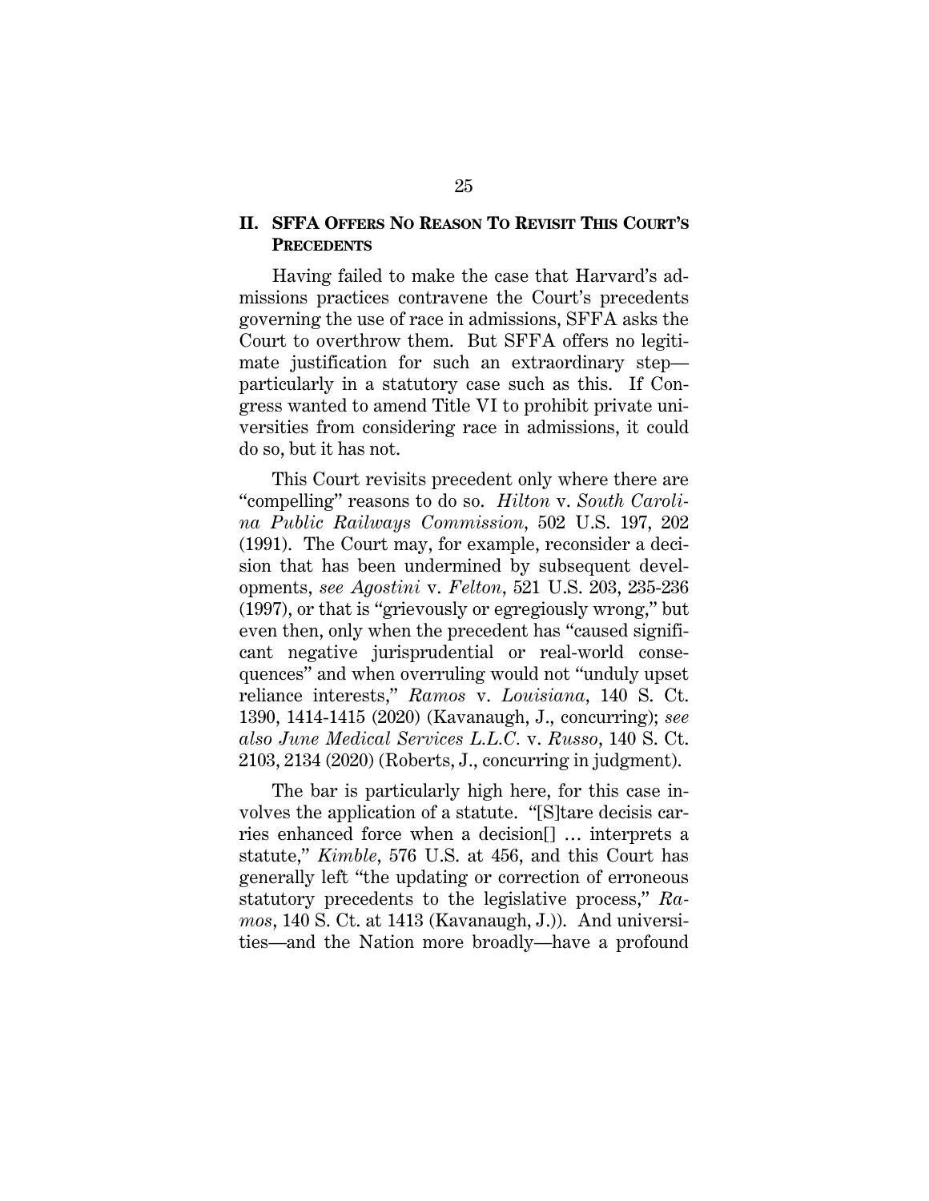## II. SFFA OFFERS NO REASON TO REVISIT THIS COURT'S PRECEDENTS

Having failed to make the case that Harvard's admissions practices contravene the Court's precedents governing the use of race in admissions, SFFA asks the Court to overthrow them. But SFFA offers no legitimate justification for such an extraordinary step—particularly in a statutory case such as this. If Congress wanted to amend Title VI to prohibit private universities from considering race in admissions, it could do so, but it has not.

This Court revisits precedent only where there are "compelling" reasons to do so. *Hilton* v. *South Carolina Public Railways Commission*, 502 U.S. 197, 202 (1991). The Court may, for example, reconsider a decision that has been undermined by subsequent developments, *see Agostini* v. *Felton*, 521 U.S. 203, 235-236 (1997), or that is "grievously or egregiously wrong," but even then, only when the precedent has "caused significant negative jurisprudential or real-world consequences" and when overruling would not "unduly upset reliance interests," *Ramos* v. *Louisiana*, 140 S. Ct. 1390, 1414-1415 (2020) (Kavanaugh, J., concurring); *see also June Medical Services L.L.C.* v. *Russo*, 140 S. Ct. 2103, 2134 (2020) (Roberts, J., concurring in judgment).

The bar is particularly high here, for this case involves the application of a statute. "[S]tare decisis carries enhanced force when a decision[] … interprets a statute," *Kimble*, 576 U.S. at 456, and this Court has generally left "the updating or correction of erroneous statutory precedents to the legislative process," *Ramos*, 140 S. Ct. at 1413 (Kavanaugh, J.)). And universities—and the Nation more broadly—have a profound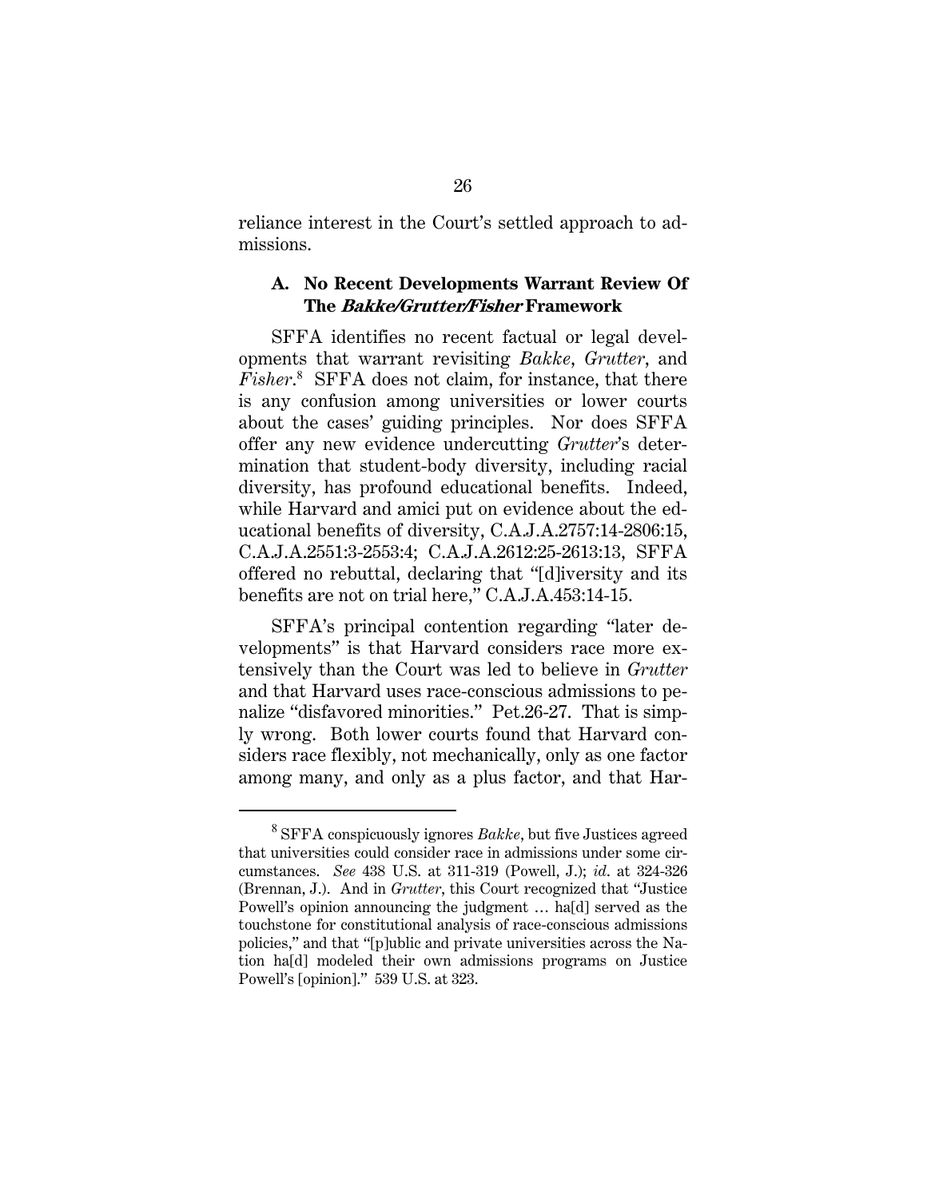reliance interest in the Court's settled approach to admissions.

### A. No Recent Developments Warrant Review Of The *Bakke/Grutter/Fisher* Framework

SFFA identifies no recent factual or legal developments that warrant revisiting *Bakke*, *Grutter*, and *Fisher*.[8] SFFA does not claim, for instance, that there is any confusion among universities or lower courts about the cases' guiding principles. Nor does SFFA offer any new evidence undercutting *Grutter*'s determination that student-body diversity, including racial diversity, has profound educational benefits. Indeed, while Harvard and amici put on evidence about the educational benefits of diversity, C.A.J.A.2757:14-2806:15, C.A.J.A.2551:3-2553:4; C.A.J.A.2612:25-2613:13, SFFA offered no rebuttal, declaring that "[d]iversity and its benefits are not on trial here," C.A.J.A.453:14-15.

SFFA's principal contention regarding "later developments" is that Harvard considers race more extensively than the Court was led to believe in *Grutter* and that Harvard uses race-conscious admissions to penalize "disfavored minorities." Pet.26-27. That is simply wrong. Both lower courts found that Harvard considers race flexibly, not mechanically, only as one factor among many, and only as a plus factor, and that Har-

---

[8] SFFA conspicuously ignores *Bakke*, but five Justices agreed that universities could consider race in admissions under some circumstances. *See* 438 U.S. at 311-319 (Powell, J.); *id.* at 324-326 (Brennan, J.). And in *Grutter*, this Court recognized that "Justice Powell's opinion announcing the judgment … ha[d] served as the touchstone for constitutional analysis of race-conscious admissions policies," and that "[p]ublic and private universities across the Nation ha[d] modeled their own admissions programs on Justice Powell's [opinion]." 539 U.S. at 323.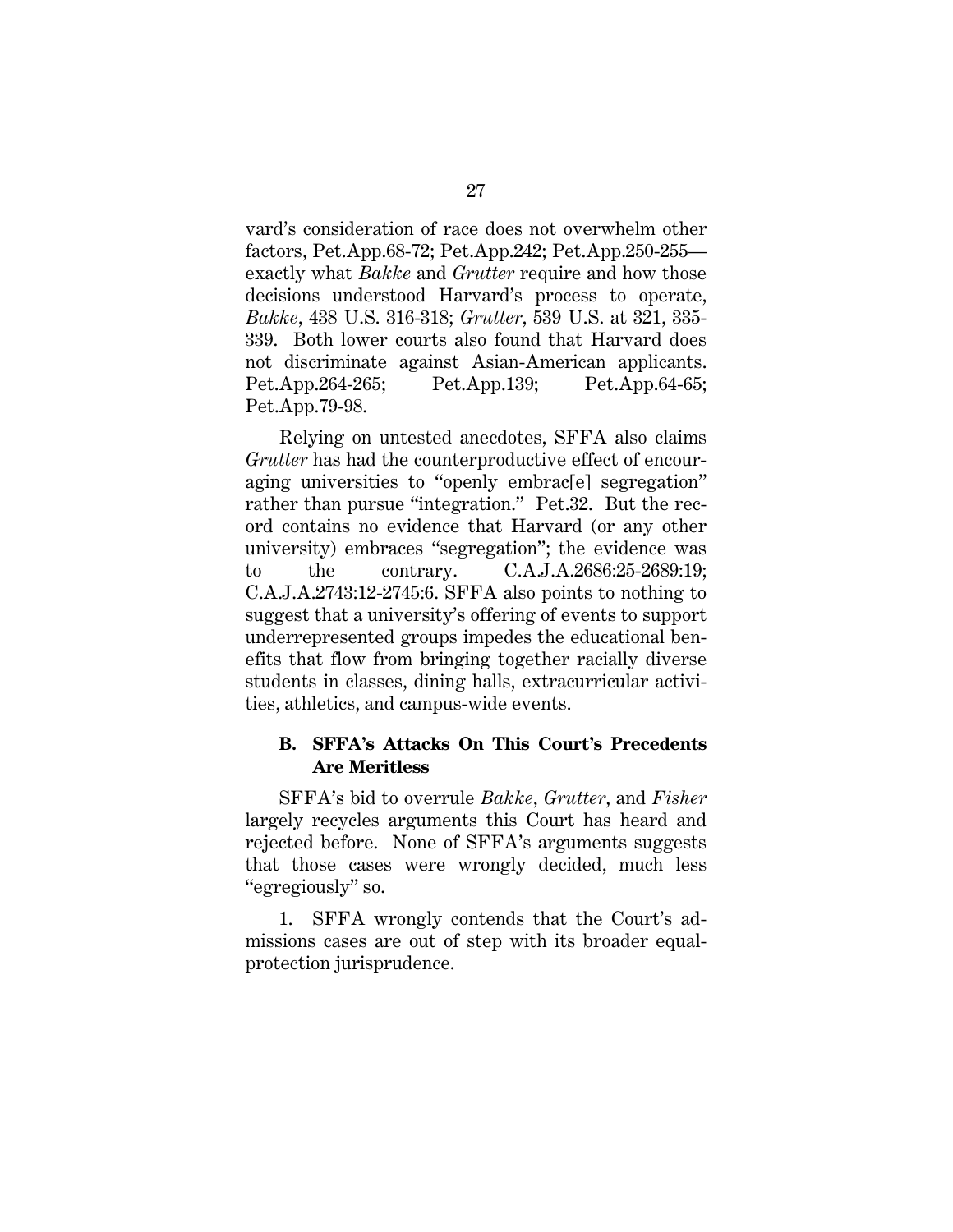vard's consideration of race does not overwhelm other factors, Pet.App.68-72; Pet.App.242; Pet.App.250-255—exactly what *Bakke* and *Grutter* require and how those decisions understood Harvard's process to operate, *Bakke*, 438 U.S. 316-318; *Grutter*, 539 U.S. at 321, 335-339. Both lower courts also found that Harvard does not discriminate against Asian-American applicants. Pet.App.264-265; Pet.App.139; Pet.App.64-65; Pet.App.79-98.

Relying on untested anecdotes, SFFA also claims *Grutter* has had the counterproductive effect of encouraging universities to "openly embrac[e] segregation" rather than pursue "integration." Pet.32. But the record contains no evidence that Harvard (or any other university) embraces "segregation"; the evidence was to the contrary. C.A.J.A.2686:25-2689:19; C.A.J.A.2743:12-2745:6. SFFA also points to nothing to suggest that a university's offering of events to support underrepresented groups impedes the educational benefits that flow from bringing together racially diverse students in classes, dining halls, extracurricular activities, athletics, and campus-wide events.

### B. SFFA's Attacks On This Court's Precedents Are Meritless

SFFA's bid to overrule *Bakke*, *Grutter*, and *Fisher* largely recycles arguments this Court has heard and rejected before. None of SFFA's arguments suggests that those cases were wrongly decided, much less "egregiously" so.

1. SFFA wrongly contends that the Court's admissions cases are out of step with its broader equal-protection jurisprudence.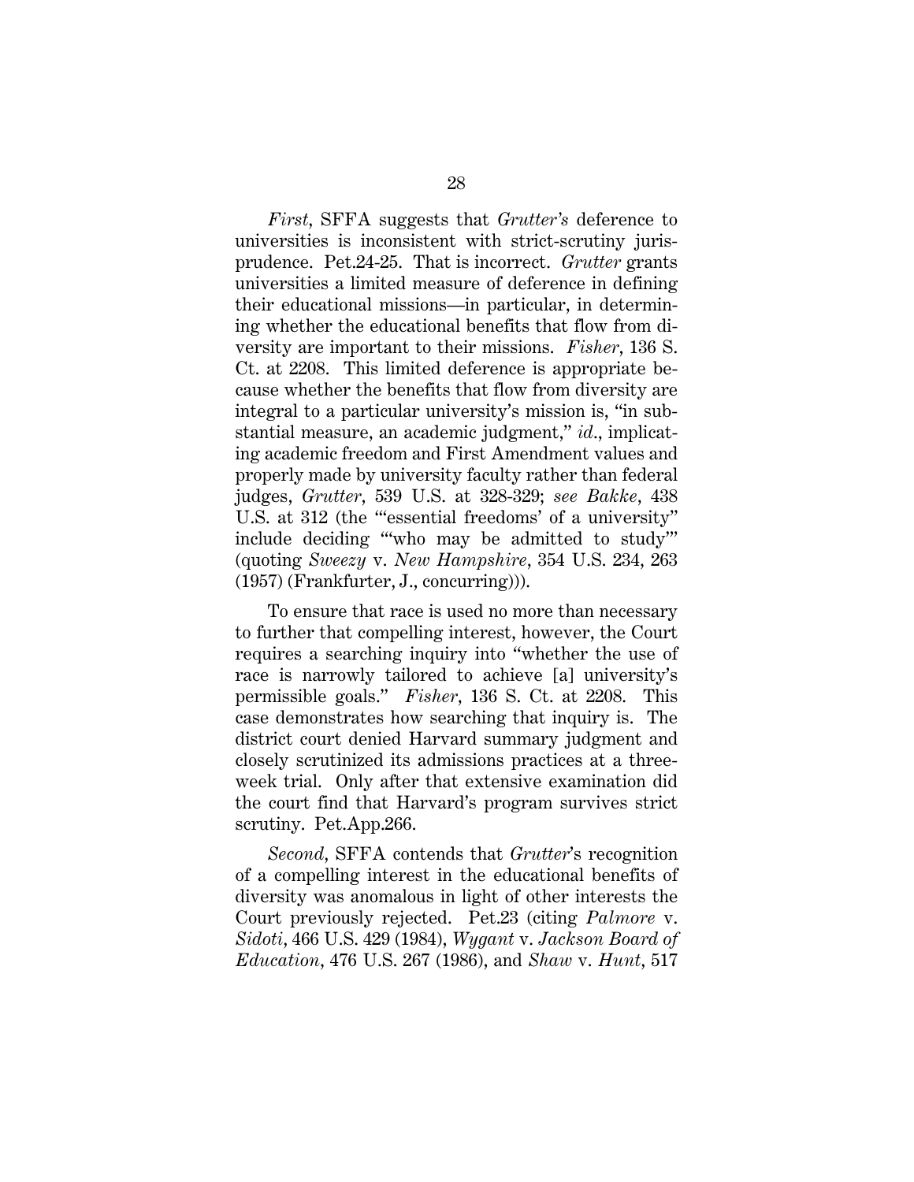*First*, SFFA suggests that *Grutter's* deference to universities is inconsistent with strict-scrutiny jurisprudence. Pet.24-25. That is incorrect. *Grutter* grants universities a limited measure of deference in defining their educational missions—in particular, in determining whether the educational benefits that flow from diversity are important to their missions. *Fisher*, 136 S. Ct. at 2208. This limited deference is appropriate because whether the benefits that flow from diversity are integral to a particular university's mission is, "in substantial measure, an academic judgment," *id.*, implicating academic freedom and First Amendment values and properly made by university faculty rather than federal judges, *Grutter*, 539 U.S. at 328-329; *see Bakke*, 438 U.S. at 312 (the "'essential freedoms' of a university" include deciding "'who may be admitted to study'" (quoting *Sweezy* v. *New Hampshire*, 354 U.S. 234, 263 (1957) (Frankfurter, J., concurring))).

To ensure that race is used no more than necessary to further that compelling interest, however, the Court requires a searching inquiry into "whether the use of race is narrowly tailored to achieve [a] university's permissible goals." *Fisher*, 136 S. Ct. at 2208. This case demonstrates how searching that inquiry is. The district court denied Harvard summary judgment and closely scrutinized its admissions practices at a three-week trial. Only after that extensive examination did the court find that Harvard's program survives strict scrutiny. Pet.App.266.

*Second*, SFFA contends that *Grutter*'s recognition of a compelling interest in the educational benefits of diversity was anomalous in light of other interests the Court previously rejected. Pet.23 (citing *Palmore* v. *Sidoti*, 466 U.S. 429 (1984), *Wygant* v. *Jackson Board of Education*, 476 U.S. 267 (1986), and *Shaw* v. *Hunt*, 517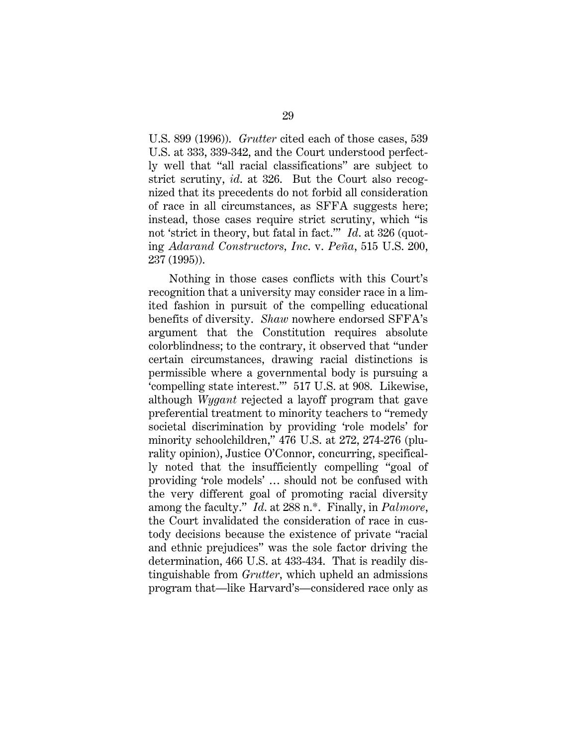U.S. 899 (1996)). *Grutter* cited each of those cases, 539 U.S. at 333, 339-342, and the Court understood perfectly well that "all racial classifications" are subject to strict scrutiny, *id.* at 326. But the Court also recognized that its precedents do not forbid all consideration of race in all circumstances, as SFFA suggests here; instead, those cases require strict scrutiny, which "is not 'strict in theory, but fatal in fact.'" *Id.* at 326 (quoting *Adarand Constructors, Inc.* v. *Peña*, 515 U.S. 200, 237 (1995)).

Nothing in those cases conflicts with this Court's recognition that a university may consider race in a limited fashion in pursuit of the compelling educational benefits of diversity. *Shaw* nowhere endorsed SFFA's argument that the Constitution requires absolute colorblindness; to the contrary, it observed that "under certain circumstances, drawing racial distinctions is permissible where a governmental body is pursuing a 'compelling state interest.'" 517 U.S. at 908. Likewise, although *Wygant* rejected a layoff program that gave preferential treatment to minority teachers to "remedy societal discrimination by providing 'role models' for minority schoolchildren," 476 U.S. at 272, 274-276 (plurality opinion), Justice O'Connor, concurring, specifically noted that the insufficiently compelling "goal of providing 'role models' … should not be confused with the very different goal of promoting racial diversity among the faculty." *Id.* at 288 n.*. Finally, in *Palmore*, the Court invalidated the consideration of race in custody decisions because the existence of private "racial and ethnic prejudices" was the sole factor driving the determination, 466 U.S. at 433-434. That is readily distinguishable from *Grutter*, which upheld an admissions program that—like Harvard's—considered race only as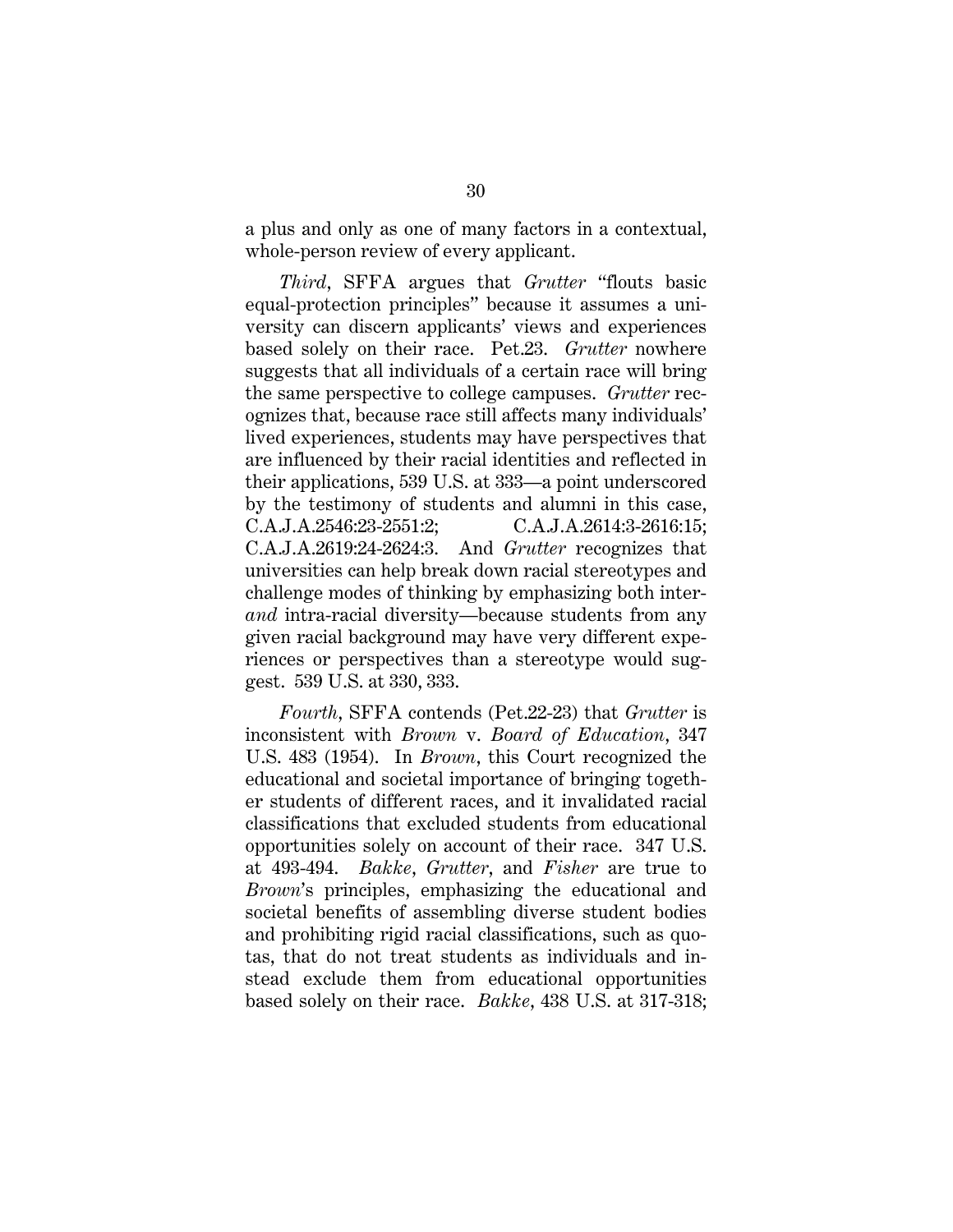a plus and only as one of many factors in a contextual, whole-person review of every applicant.

*Third*, SFFA argues that *Grutter* "flouts basic equal-protection principles" because it assumes a university can discern applicants' views and experiences based solely on their race. Pet.23. *Grutter* nowhere suggests that all individuals of a certain race will bring the same perspective to college campuses. *Grutter* recognizes that, because race still affects many individuals' lived experiences, students may have perspectives that are influenced by their racial identities and reflected in their applications, 539 U.S. at 333—a point underscored by the testimony of students and alumni in this case, C.A.J.A.2546:23-2551:2; C.A.J.A.2614:3-2616:15; C.A.J.A.2619:24-2624:3. And *Grutter* recognizes that universities can help break down racial stereotypes and challenge modes of thinking by emphasizing both inter- *and* intra-racial diversity—because students from any given racial background may have very different experiences or perspectives than a stereotype would suggest. 539 U.S. at 330, 333.

*Fourth*, SFFA contends (Pet.22-23) that *Grutter* is inconsistent with *Brown* v. *Board of Education*, 347 U.S. 483 (1954). In *Brown*, this Court recognized the educational and societal importance of bringing together students of different races, and it invalidated racial classifications that excluded students from educational opportunities solely on account of their race. 347 U.S. at 493-494. *Bakke*, *Grutter*, and *Fisher* are true to *Brown*'s principles, emphasizing the educational and societal benefits of assembling diverse student bodies and prohibiting rigid racial classifications, such as quotas, that do not treat students as individuals and instead exclude them from educational opportunities based solely on their race. *Bakke*, 438 U.S. at 317-318;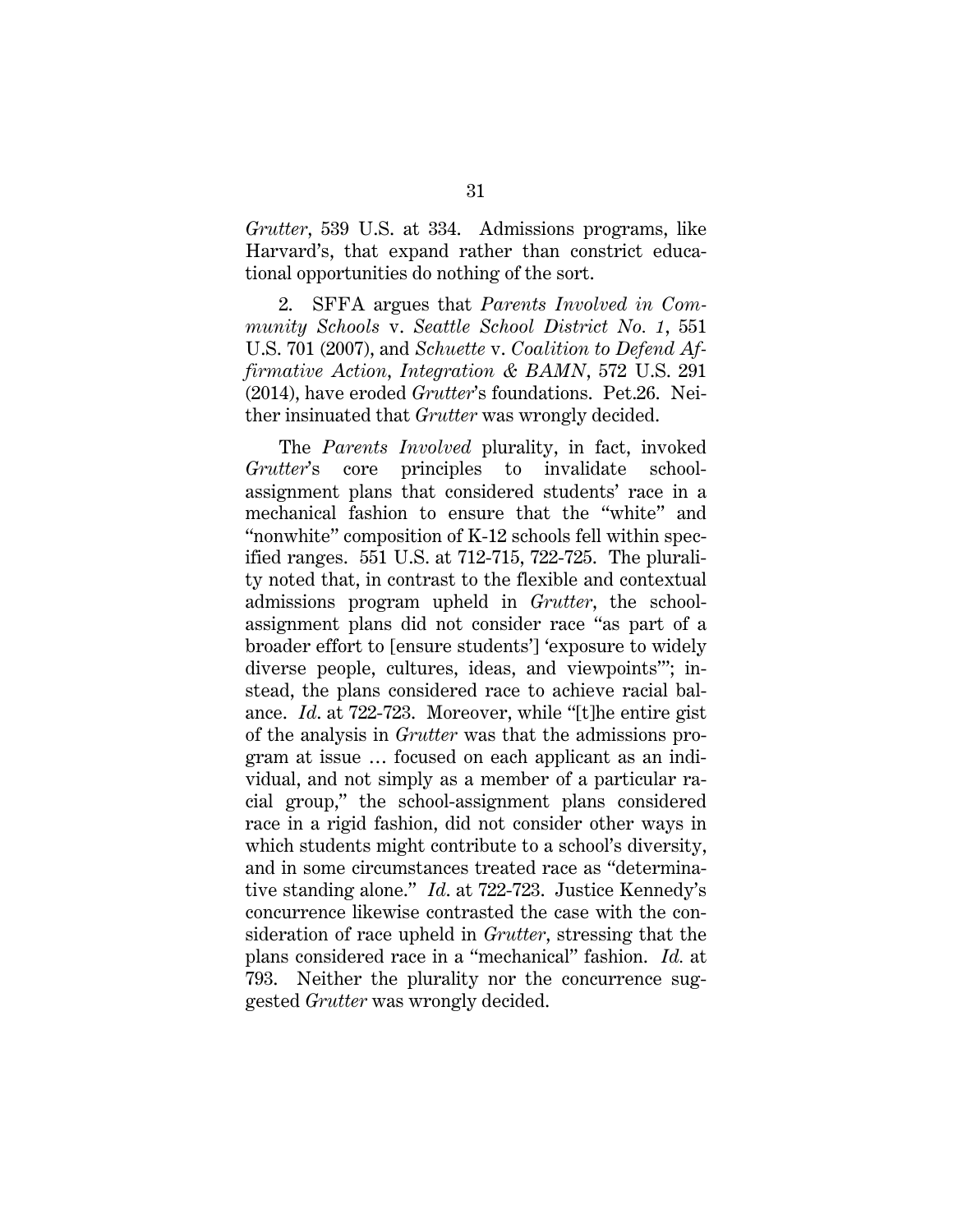*Grutter*, 539 U.S. at 334. Admissions programs, like Harvard's, that expand rather than constrict educational opportunities do nothing of the sort.

2. SFFA argues that *Parents Involved in Community Schools* v. *Seattle School District No. 1*, 551 U.S. 701 (2007), and *Schuette* v. *Coalition to Defend Affirmative Action, Integration & BAMN*, 572 U.S. 291 (2014), have eroded *Grutter*'s foundations. Pet.26. Neither insinuated that *Grutter* was wrongly decided.

The *Parents Involved* plurality, in fact, invoked *Grutter*'s core principles to invalidate school-assignment plans that considered students' race in a mechanical fashion to ensure that the "white" and "nonwhite" composition of K-12 schools fell within specified ranges. 551 U.S. at 712-715, 722-725. The plurality noted that, in contrast to the flexible and contextual admissions program upheld in *Grutter*, the school-assignment plans did not consider race "as part of a broader effort to [ensure students'] 'exposure to widely diverse people, cultures, ideas, and viewpoints'"; instead, the plans considered race to achieve racial balance. *Id.* at 722-723. Moreover, while "[t]he entire gist of the analysis in *Grutter* was that the admissions program at issue … focused on each applicant as an individual, and not simply as a member of a particular racial group," the school-assignment plans considered race in a rigid fashion, did not consider other ways in which students might contribute to a school's diversity, and in some circumstances treated race as "determinative standing alone." *Id.* at 722-723. Justice Kennedy's concurrence likewise contrasted the case with the consideration of race upheld in *Grutter*, stressing that the plans considered race in a "mechanical" fashion. *Id.* at 793. Neither the plurality nor the concurrence suggested *Grutter* was wrongly decided.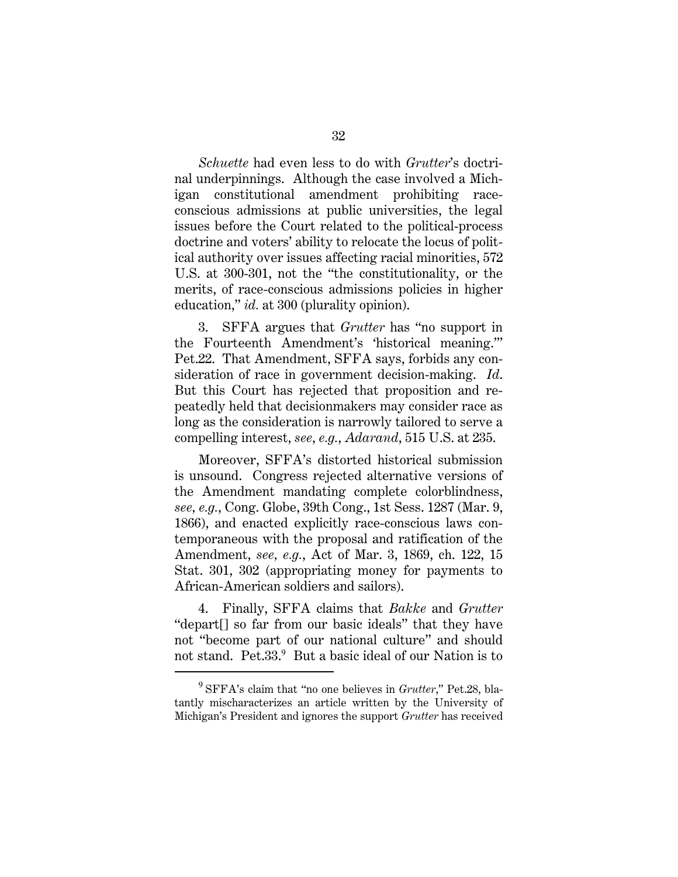*Schuette* had even less to do with *Grutter*'s doctrinal underpinnings. Although the case involved a Michigan constitutional amendment prohibiting race-conscious admissions at public universities, the legal issues before the Court related to the political-process doctrine and voters' ability to relocate the locus of political authority over issues affecting racial minorities, 572 U.S. at 300-301, not the "the constitutionality, or the merits, of race-conscious admissions policies in higher education," *id.* at 300 (plurality opinion).

3. SFFA argues that *Grutter* has "no support in the Fourteenth Amendment's 'historical meaning.'" Pet.22. That Amendment, SFFA says, forbids any consideration of race in government decision-making. *Id*. But this Court has rejected that proposition and repeatedly held that decisionmakers may consider race as long as the consideration is narrowly tailored to serve a compelling interest, *see*, *e.g.*, *Adarand*, 515 U.S. at 235.

Moreover, SFFA's distorted historical submission is unsound. Congress rejected alternative versions of the Amendment mandating complete colorblindness, *see*, *e.g.*, Cong. Globe, 39th Cong., 1st Sess. 1287 (Mar. 9, 1866), and enacted explicitly race-conscious laws contemporaneous with the proposal and ratification of the Amendment, *see, e.g.*, Act of Mar. 3, 1869, ch. 122, 15 Stat. 301, 302 (appropriating money for payments to African-American soldiers and sailors).

4. Finally, SFFA claims that *Bakke* and *Grutter* "depart[] so far from our basic ideals" that they have not "become part of our national culture" and should not stand. Pet.33.[9] But a basic ideal of our Nation is to

[9] SFFA's claim that "no one believes in *Grutter*," Pet.28, blatantly mischaracterizes an article written by the University of Michigan's President and ignores the support *Grutter* has received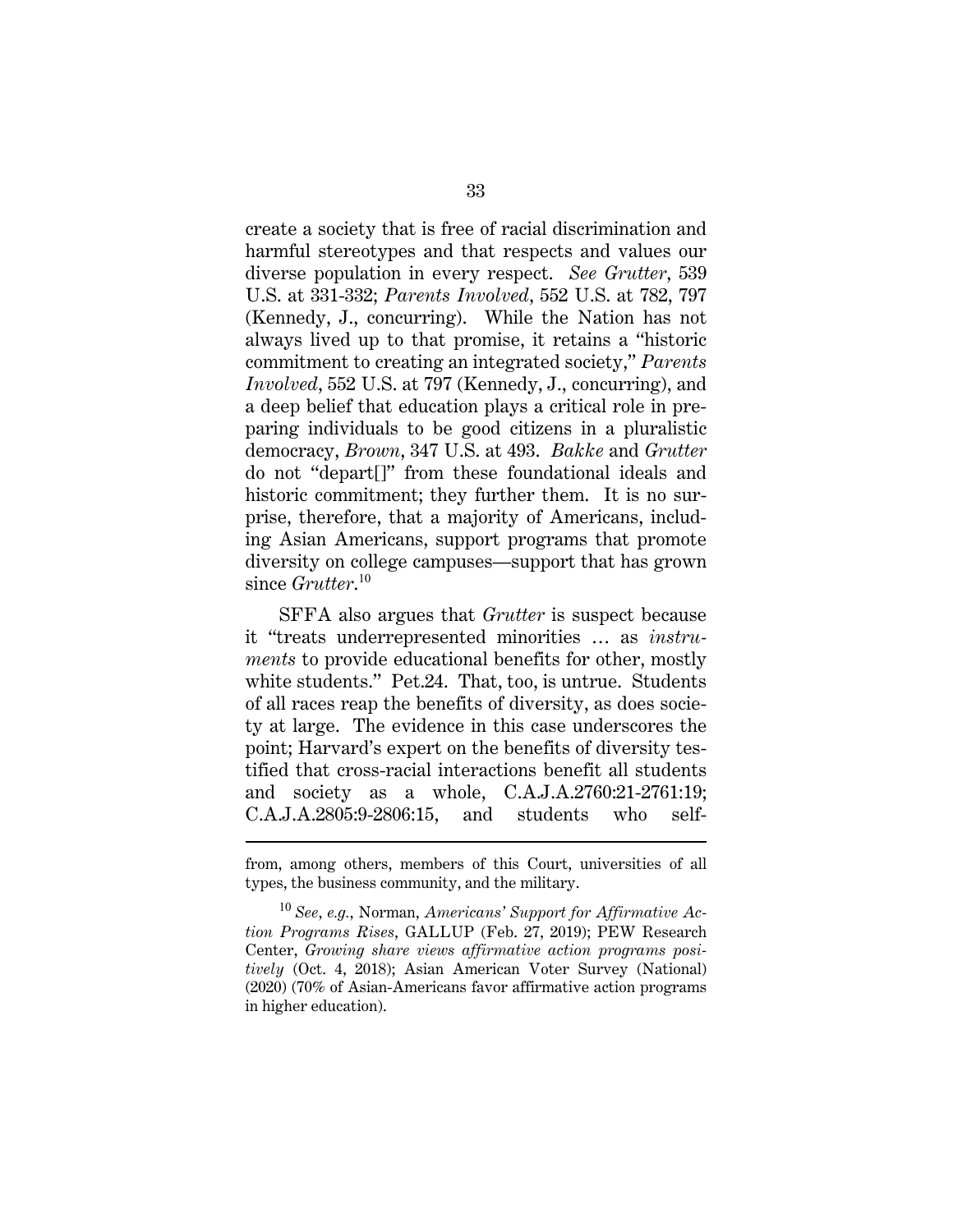create a society that is free of racial discrimination and harmful stereotypes and that respects and values our diverse population in every respect. *See Grutter*, 539 U.S. at 331-332; *Parents Involved*, 552 U.S. at 782, 797 (Kennedy, J., concurring). While the Nation has not always lived up to that promise, it retains a "historic commitment to creating an integrated society," *Parents Involved*, 552 U.S. at 797 (Kennedy, J., concurring), and a deep belief that education plays a critical role in preparing individuals to be good citizens in a pluralistic democracy, *Brown*, 347 U.S. at 493. *Bakke* and *Grutter* do not "depart[]" from these foundational ideals and historic commitment; they further them. It is no surprise, therefore, that a majority of Americans, including Asian Americans, support programs that promote diversity on college campuses—support that has grown since *Grutter*.[10]

SFFA also argues that *Grutter* is suspect because it "treats underrepresented minorities … as *instruments* to provide educational benefits for other, mostly white students." Pet.24. That, too, is untrue. Students of all races reap the benefits of diversity, as does society at large. The evidence in this case underscores the point; Harvard's expert on the benefits of diversity testified that cross-racial interactions benefit all students and society as a whole, C.A.J.A.2760:21-2761:19; C.A.J.A.2805:9-2806:15, and students who self-

---

from, among others, members of this Court, universities of all types, the business community, and the military.

[10] *See, e.g.*, Norman, *Americans' Support for Affirmative Action Programs Rises*, GALLUP (Feb. 27, 2019); PEW Research Center, *Growing share views affirmative action programs positively* (Oct. 4, 2018); Asian American Voter Survey (National) (2020) (70% of Asian-Americans favor affirmative action programs in higher education).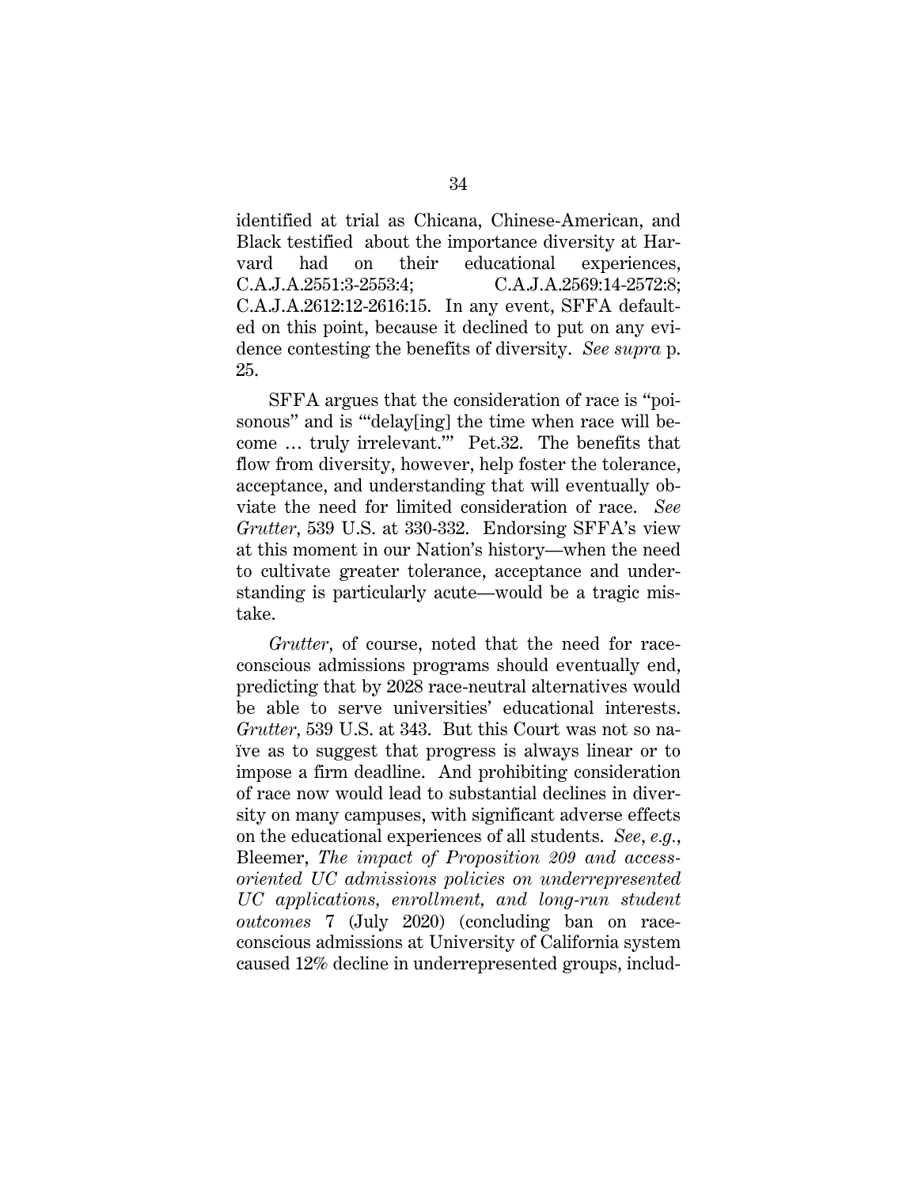identified at trial as Chicana, Chinese-American, and Black testified about the importance diversity at Harvard had on their educational experiences, C.A.J.A.2551:3-2553:4; C.A.J.A.2569:14-2572:8; C.A.J.A.2612:12-2616:15. In any event, SFFA defaulted on this point, because it declined to put on any evidence contesting the benefits of diversity. *See supra* p. 25.

SFFA argues that the consideration of race is "poisonous" and is "'delay[ing] the time when race will become … truly irrelevant.'" Pet.32. The benefits that flow from diversity, however, help foster the tolerance, acceptance, and understanding that will eventually obviate the need for limited consideration of race. *See Grutter*, 539 U.S. at 330-332. Endorsing SFFA's view at this moment in our Nation's history—when the need to cultivate greater tolerance, acceptance and understanding is particularly acute—would be a tragic mistake.

*Grutter*, of course, noted that the need for race-conscious admissions programs should eventually end, predicting that by 2028 race-neutral alternatives would be able to serve universities' educational interests. *Grutter*, 539 U.S. at 343. But this Court was not so naïve as to suggest that progress is always linear or to impose a firm deadline. And prohibiting consideration of race now would lead to substantial declines in diversity on many campuses, with significant adverse effects on the educational experiences of all students. *See, e.g.*, Bleemer, *The impact of Proposition 209 and access-oriented UC admissions policies on underrepresented UC applications, enrollment, and long-run student outcomes* 7 (July 2020) (concluding ban on race-conscious admissions at University of California system caused 12% decline in underrepresented groups, includ-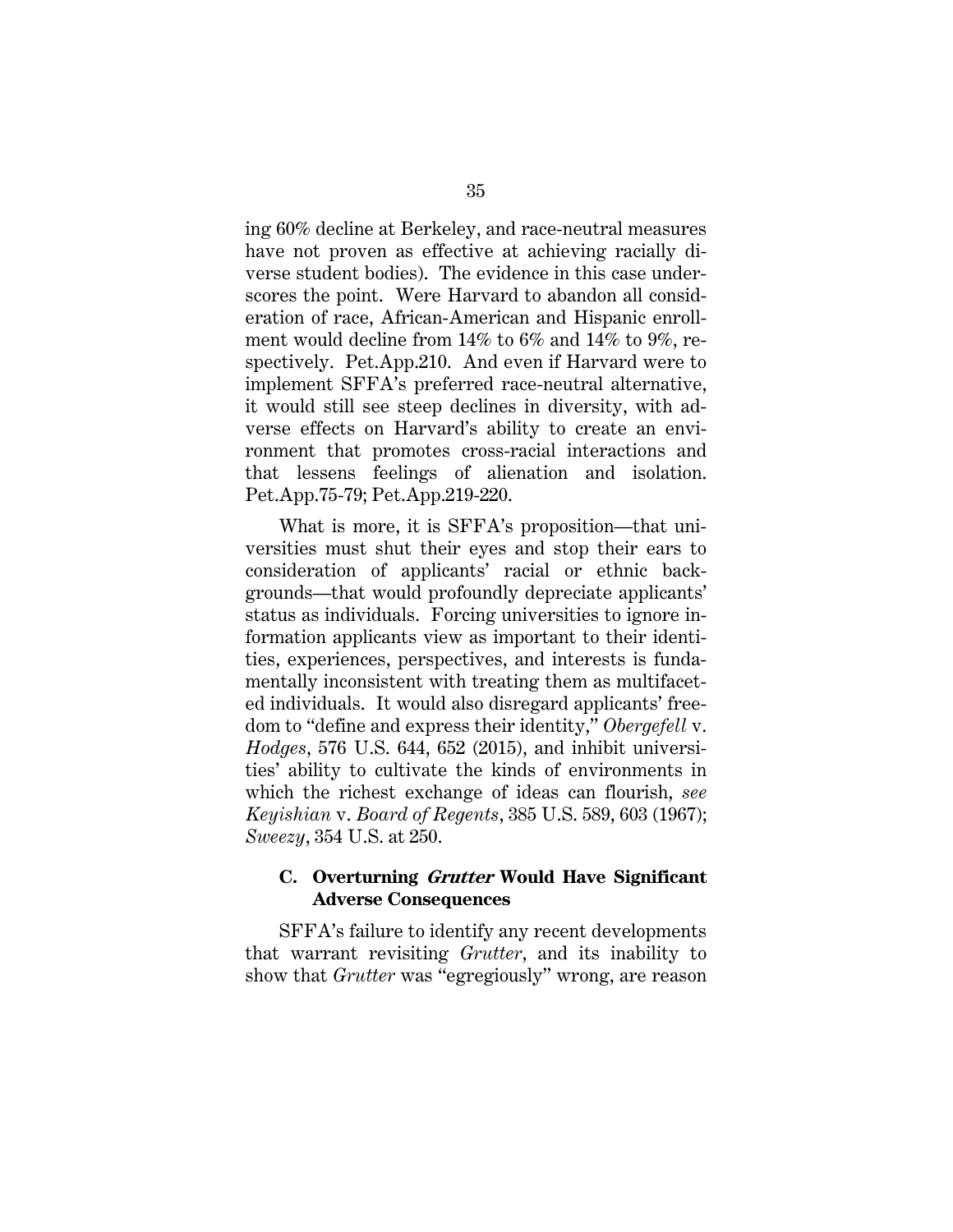ing 60% decline at Berkeley, and race-neutral measures have not proven as effective at achieving racially diverse student bodies). The evidence in this case underscores the point. Were Harvard to abandon all consideration of race, African-American and Hispanic enrollment would decline from 14% to 6% and 14% to 9%, respectively. Pet.App.210. And even if Harvard were to implement SFFA's preferred race-neutral alternative, it would still see steep declines in diversity, with adverse effects on Harvard's ability to create an environment that promotes cross-racial interactions and that lessens feelings of alienation and isolation. Pet.App.75-79; Pet.App.219-220.

What is more, it is SFFA's proposition—that universities must shut their eyes and stop their ears to consideration of applicants' racial or ethnic backgrounds—that would profoundly depreciate applicants' status as individuals. Forcing universities to ignore information applicants view as important to their identities, experiences, perspectives, and interests is fundamentally inconsistent with treating them as multifaceted individuals. It would also disregard applicants' freedom to "define and express their identity," *Obergefell* v. *Hodges*, 576 U.S. 644, 652 (2015), and inhibit universities' ability to cultivate the kinds of environments in which the richest exchange of ideas can flourish, *see Keyishian* v. *Board of Regents*, 385 U.S. 589, 603 (1967); *Sweezy*, 354 U.S. at 250.

### C. Overturning *Grutter* Would Have Significant Adverse Consequences

SFFA's failure to identify any recent developments that warrant revisiting *Grutter*, and its inability to show that *Grutter* was "egregiously" wrong, are reason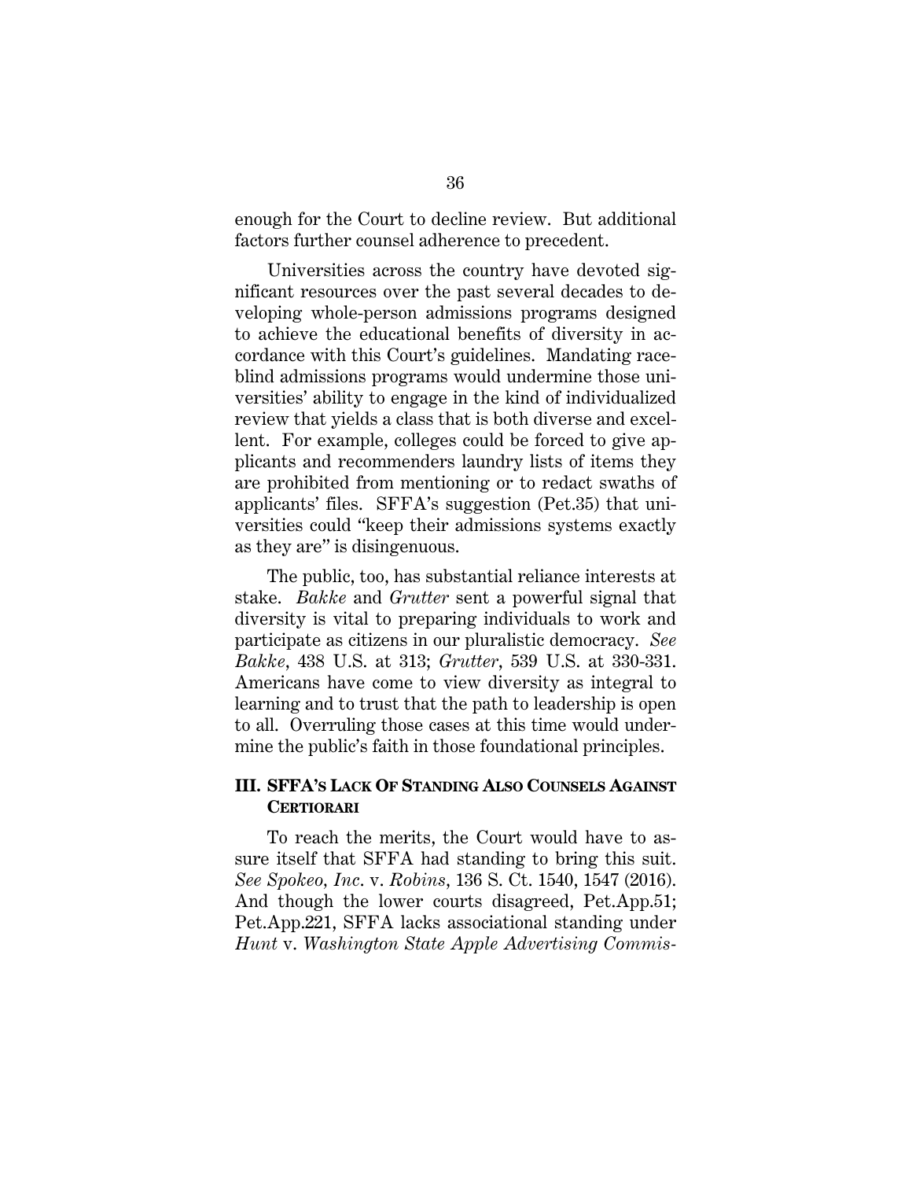enough for the Court to decline review. But additional factors further counsel adherence to precedent.

Universities across the country have devoted significant resources over the past several decades to developing whole-person admissions programs designed to achieve the educational benefits of diversity in accordance with this Court's guidelines. Mandating race-blind admissions programs would undermine those universities' ability to engage in the kind of individualized review that yields a class that is both diverse and excellent. For example, colleges could be forced to give applicants and recommenders laundry lists of items they are prohibited from mentioning or to redact swaths of applicants' files. SFFA's suggestion (Pet.35) that universities could "keep their admissions systems exactly as they are" is disingenuous.

The public, too, has substantial reliance interests at stake. *Bakke* and *Grutter* sent a powerful signal that diversity is vital to preparing individuals to work and participate as citizens in our pluralistic democracy. *See Bakke*, 438 U.S. at 313; *Grutter*, 539 U.S. at 330-331. Americans have come to view diversity as integral to learning and to trust that the path to leadership is open to all. Overruling those cases at this time would undermine the public's faith in those foundational principles.

### III. SFFA'S LACK OF STANDING ALSO COUNSELS AGAINST CERTIORARI

To reach the merits, the Court would have to assure itself that SFFA had standing to bring this suit. *See Spokeo, Inc.* v. *Robins*, 136 S. Ct. 1540, 1547 (2016). And though the lower courts disagreed, Pet.App.51; Pet.App.221, SFFA lacks associational standing under *Hunt* v. *Washington State Apple Advertising Commis-*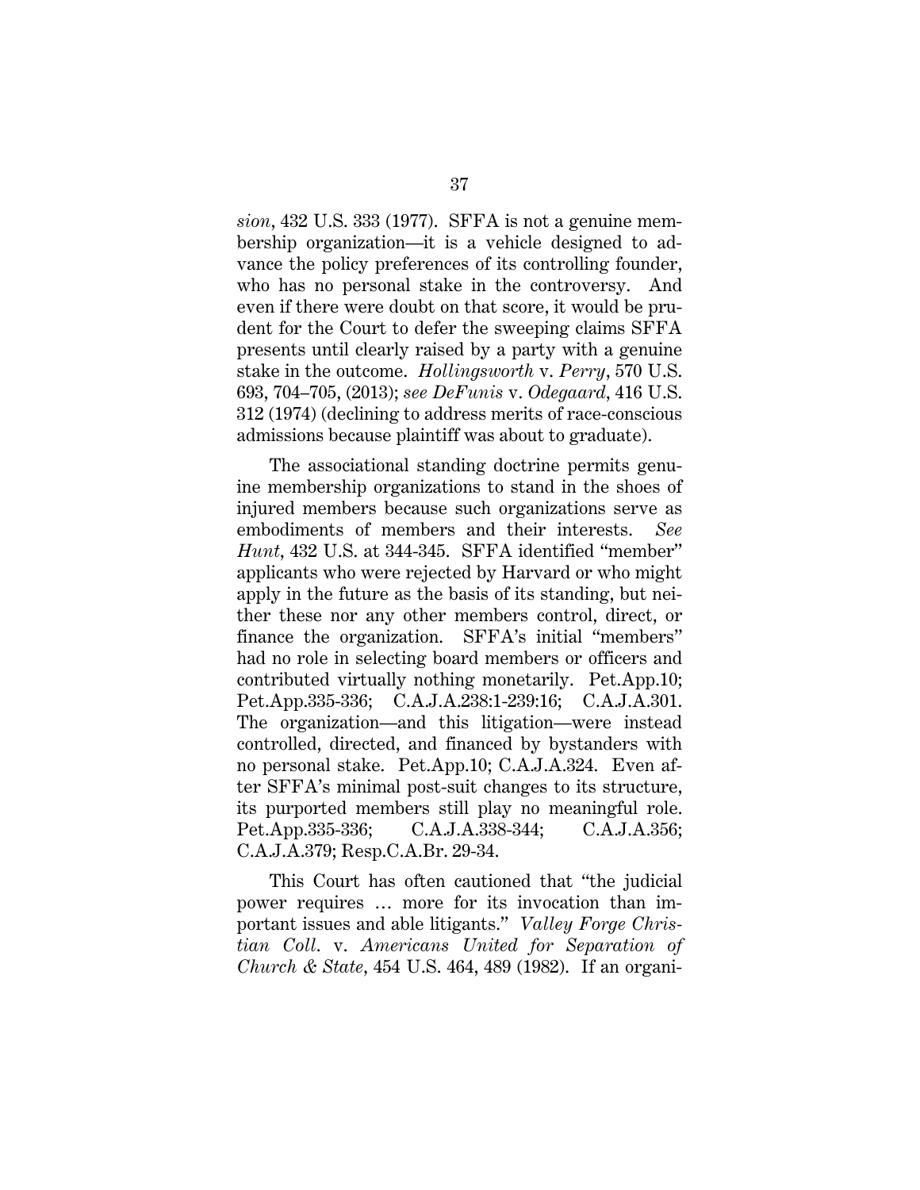*sion*, 432 U.S. 333 (1977). SFFA is not a genuine membership organization—it is a vehicle designed to advance the policy preferences of its controlling founder, who has no personal stake in the controversy. And even if there were doubt on that score, it would be prudent for the Court to defer the sweeping claims SFFA presents until clearly raised by a party with a genuine stake in the outcome. *Hollingsworth* v. *Perry*, 570 U.S. 693, 704–705, (2013); *see DeFunis* v. *Odegaard*, 416 U.S. 312 (1974) (declining to address merits of race-conscious admissions because plaintiff was about to graduate).

The associational standing doctrine permits genuine membership organizations to stand in the shoes of injured members because such organizations serve as embodiments of members and their interests. *See Hunt*, 432 U.S. at 344-345. SFFA identified "member" applicants who were rejected by Harvard or who might apply in the future as the basis of its standing, but neither these nor any other members control, direct, or finance the organization. SFFA's initial "members" had no role in selecting board members or officers and contributed virtually nothing monetarily. Pet.App.10; Pet.App.335-336; C.A.J.A.238:1-239:16; C.A.J.A.301. The organization—and this litigation—were instead controlled, directed, and financed by bystanders with no personal stake. Pet.App.10; C.A.J.A.324. Even after SFFA's minimal post-suit changes to its structure, its purported members still play no meaningful role. Pet.App.335-336; C.A.J.A.338-344; C.A.J.A.356; C.A.J.A.379; Resp.C.A.Br. 29-34.

This Court has often cautioned that "the judicial power requires … more for its invocation than important issues and able litigants." *Valley Forge Christian Coll.* v. *Americans United for Separation of Church & State*, 454 U.S. 464, 489 (1982). If an organi-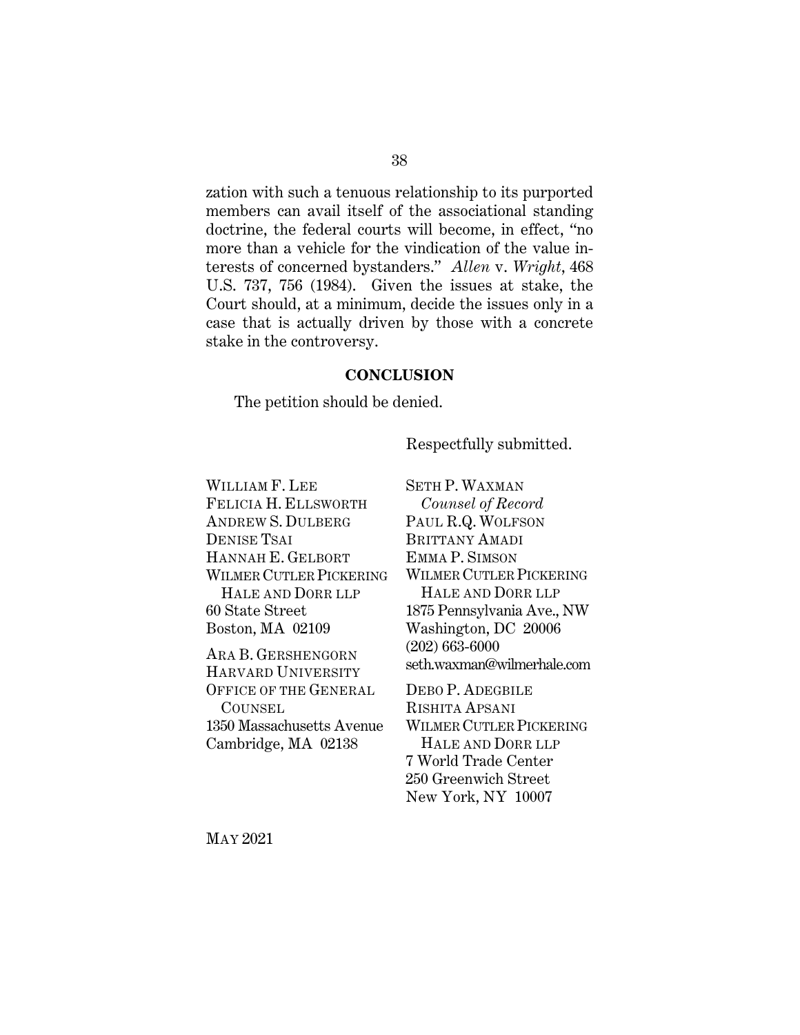zation with such a tenuous relationship to its purported members can avail itself of the associational standing doctrine, the federal courts will become, in effect, "no more than a vehicle for the vindication of the value interests of concerned bystanders." *Allen* v. *Wright*, 468 U.S. 737, 756 (1984). Given the issues at stake, the Court should, at a minimum, decide the issues only in a case that is actually driven by those with a concrete stake in the controversy.

## CONCLUSION

The petition should be denied.

Respectfully submitted.

WILLIAM F. LEE
FELICIA H. ELLSWORTH
ANDREW S. DULBERG
DENISE TSAI
HANNAH E. GELBORT
WILMER CUTLER PICKERING
HALE AND DORR LLP
60 State Street
Boston, MA 02109

ARA B. GERSHENGORN
HARVARD UNIVERSITY
OFFICE OF THE GENERAL
COUNSEL
1350 Massachusetts Avenue
Cambridge, MA 02138

SETH P. WAXMAN
*Counsel of Record*
PAUL R.Q. WOLFSON
BRITTANY AMADI
EMMA P. SIMSON
WILMER CUTLER PICKERING
HALE AND DORR LLP
1875 Pennsylvania Ave., NW
Washington, DC 20006
(202) 663-6000
seth.waxman@wilmerhale.com

DEBO P. ADEGBILE
RISHITA APSANI
WILMER CUTLER PICKERING
HALE AND DORR LLP
7 World Trade Center
250 Greenwich Street
New York, NY 10007

MAY 2021